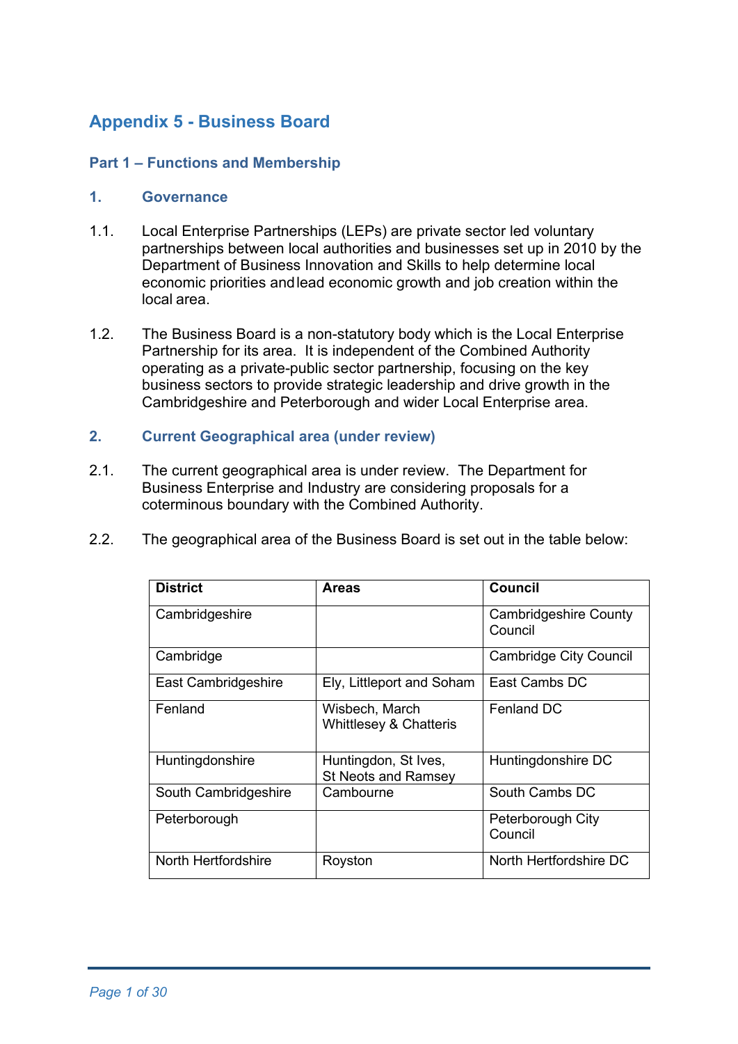# Appendix 5 - Business Board

## Part 1 – Functions and Membership

### 1. Governance

1.1. Local Enterprise Partnerships (LEPs) are private sector led voluntary partnerships between local authorities and businesses set up in 2010 by the Department of Business Innovation and Skills to help determine local economic priorities and lead economic growth and job creation within the local area.

1.2. The Business Board is a non-statutory body which is the Local Enterprise Partnership for its area. It is independent of the Combined Authority operating as a private-public sector partnership, focusing on the key business sectors to provide strategic leadership and drive growth in the Cambridgeshire and Peterborough and wider Local Enterprise area.

### 2. Current Geographical area (under review)

2.1. The current geographical area is under review. The Department for Business Enterprise and Industry are considering proposals for a coterminous boundary with the Combined Authority.

2.2. The geographical area of the Business Board is set out in the table below:

| District | Areas | Council |
|---|---|---|
| Cambridgeshire | | Cambridgeshire County Council |
| Cambridge | | Cambridge City Council |
| East Cambridgeshire | Ely, Littleport and Soham | East Cambs DC |
| Fenland | Wisbech, March Whittlesey & Chatteris | Fenland DC |
| Huntingdonshire | Huntingdon, St Ives, St Neots and Ramsey | Huntingdonshire DC |
| South Cambridgeshire | Cambourne | South Cambs DC |
| Peterborough | | Peterborough City Council |
| North Hertfordshire | Royston | North Hertfordshire DC |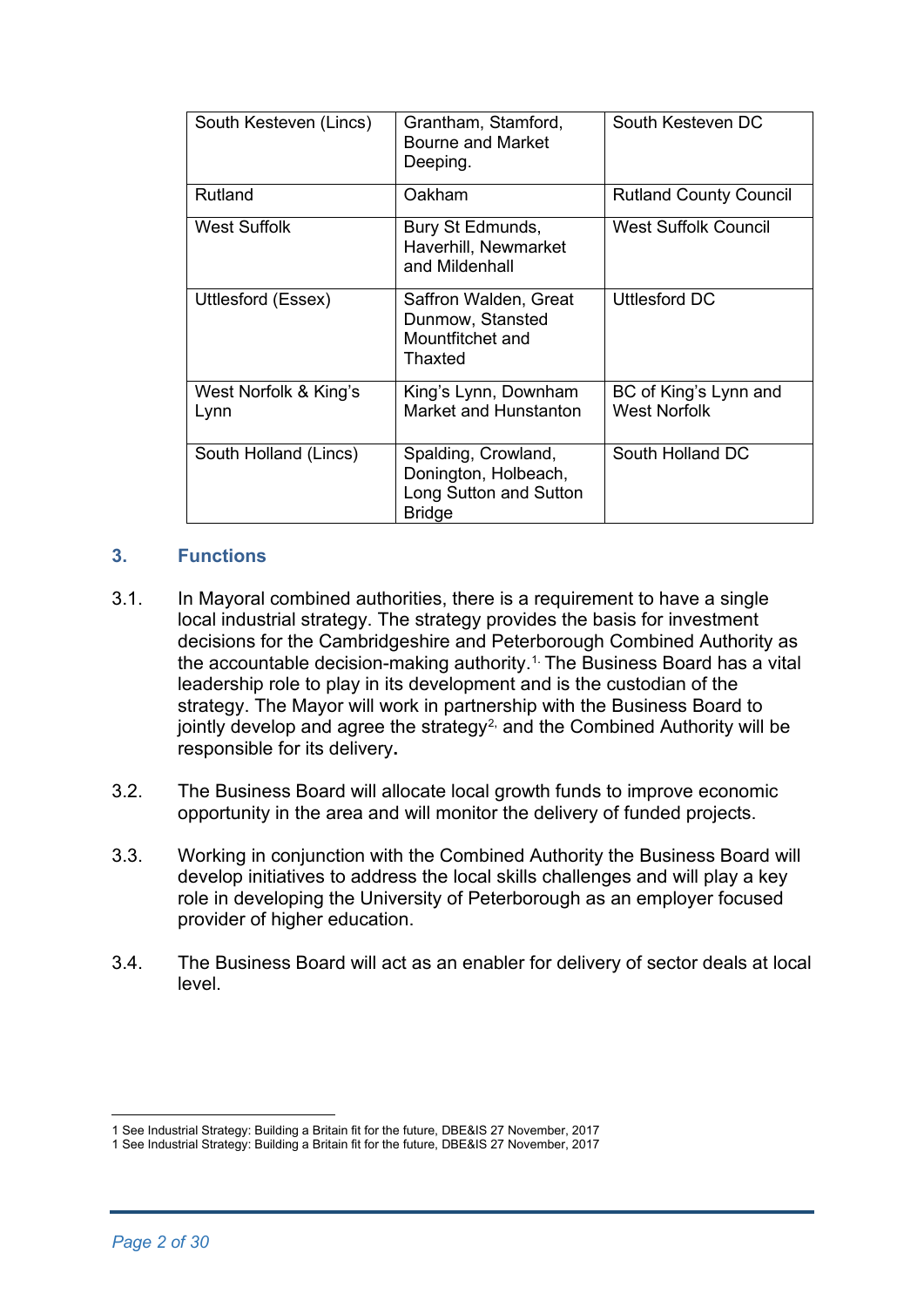| South Kesteven (Lincs) | Grantham, Stamford, Bourne and Market Deeping. | South Kesteven DC |
|---|---|---|
| Rutland | Oakham | Rutland County Council |
| West Suffolk | Bury St Edmunds, Haverhill, Newmarket and Mildenhall | West Suffolk Council |
| Uttlesford (Essex) | Saffron Walden, Great Dunmow, Stansted Mountfitchet and Thaxted | Uttlesford DC |
| West Norfolk & King's Lynn | King's Lynn, Downham Market and Hunstanton | BC of King's Lynn and West Norfolk |
| South Holland (Lincs) | Spalding, Crowland, Donington, Holbeach, Long Sutton and Sutton Bridge | South Holland DC |

## 3. Functions

3.1. In Mayoral combined authorities, there is a requirement to have a single local industrial strategy. The strategy provides the basis for investment decisions for the Cambridgeshire and Peterborough Combined Authority as the accountable decision-making authority.[1.] The Business Board has a vital leadership role to play in its development and is the custodian of the strategy. The Mayor will work in partnership with the Business Board to jointly develop and agree the strategy[2,] and the Combined Authority will be responsible for its delivery**.**

3.2. The Business Board will allocate local growth funds to improve economic opportunity in the area and will monitor the delivery of funded projects.

3.3. Working in conjunction with the Combined Authority the Business Board will develop initiatives to address the local skills challenges and will play a key role in developing the University of Peterborough as an employer focused provider of higher education.

3.4. The Business Board will act as an enabler for delivery of sector deals at local level.

---

1 See Industrial Strategy: Building a Britain fit for the future, DBE&IS 27 November, 2017

1 See Industrial Strategy: Building a Britain fit for the future, DBE&IS 27 November, 2017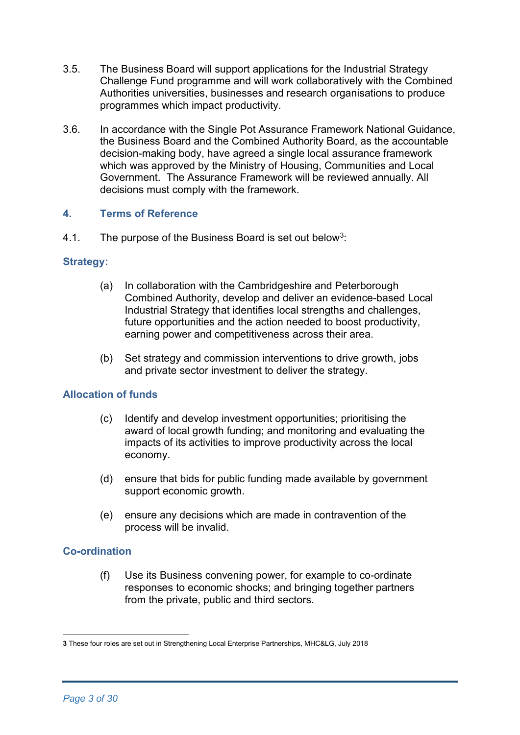3.5. The Business Board will support applications for the Industrial Strategy Challenge Fund programme and will work collaboratively with the Combined Authorities universities, businesses and research organisations to produce programmes which impact productivity.

3.6. In accordance with the Single Pot Assurance Framework National Guidance, the Business Board and the Combined Authority Board, as the accountable decision-making body, have agreed a single local assurance framework which was approved by the Ministry of Housing, Communities and Local Government. The Assurance Framework will be reviewed annually. All decisions must comply with the framework.

## 4. Terms of Reference

4.1. The purpose of the Business Board is set out below[3]:

### Strategy:

(a) In collaboration with the Cambridgeshire and Peterborough Combined Authority, develop and deliver an evidence-based Local Industrial Strategy that identifies local strengths and challenges, future opportunities and the action needed to boost productivity, earning power and competitiveness across their area.

(b) Set strategy and commission interventions to drive growth, jobs and private sector investment to deliver the strategy.

### Allocation of funds

(c) Identify and develop investment opportunities; prioritising the award of local growth funding; and monitoring and evaluating the impacts of its activities to improve productivity across the local economy.

(d) ensure that bids for public funding made available by government support economic growth.

(e) ensure any decisions which are made in contravention of the process will be invalid.

### Co-ordination

(f) Use its Business convening power, for example to co-ordinate responses to economic shocks; and bringing together partners from the private, public and third sectors.

---

**3** These four roles are set out in Strengthening Local Enterprise Partnerships, MHC&LG, July 2018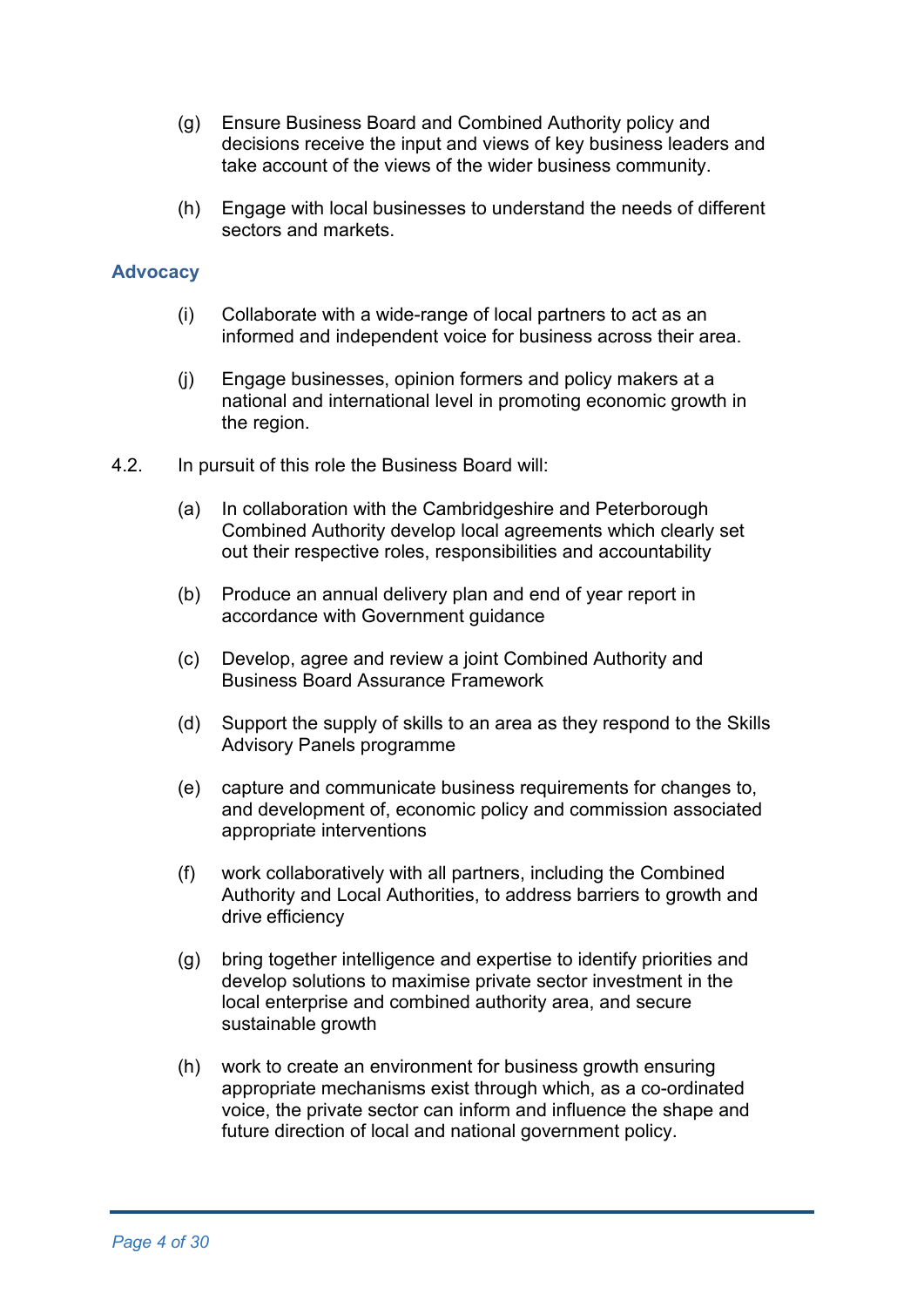(g) Ensure Business Board and Combined Authority policy and decisions receive the input and views of key business leaders and take account of the views of the wider business community.

(h) Engage with local businesses to understand the needs of different sectors and markets.

### Advocacy

(i) Collaborate with a wide-range of local partners to act as an informed and independent voice for business across their area.

(j) Engage businesses, opinion formers and policy makers at a national and international level in promoting economic growth in the region.

4.2. In pursuit of this role the Business Board will:

(a) In collaboration with the Cambridgeshire and Peterborough Combined Authority develop local agreements which clearly set out their respective roles, responsibilities and accountability

(b) Produce an annual delivery plan and end of year report in accordance with Government guidance

(c) Develop, agree and review a joint Combined Authority and Business Board Assurance Framework

(d) Support the supply of skills to an area as they respond to the Skills Advisory Panels programme

(e) capture and communicate business requirements for changes to, and development of, economic policy and commission associated appropriate interventions

(f) work collaboratively with all partners, including the Combined Authority and Local Authorities, to address barriers to growth and drive efficiency

(g) bring together intelligence and expertise to identify priorities and develop solutions to maximise private sector investment in the local enterprise and combined authority area, and secure sustainable growth

(h) work to create an environment for business growth ensuring appropriate mechanisms exist through which, as a co-ordinated voice, the private sector can inform and influence the shape and future direction of local and national government policy.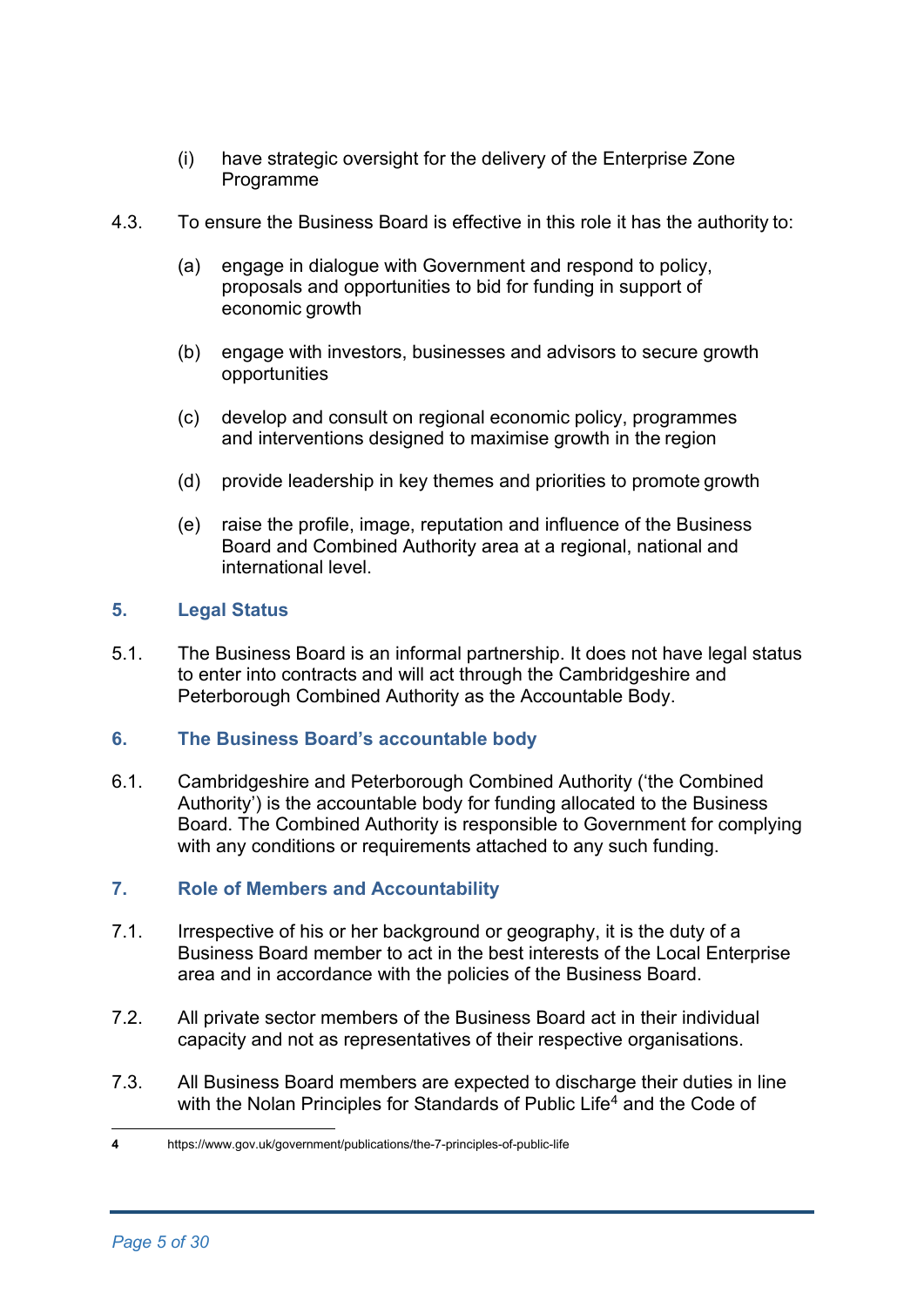(i) have strategic oversight for the delivery of the Enterprise Zone Programme

4.3. To ensure the Business Board is effective in this role it has the authority to:

(a) engage in dialogue with Government and respond to policy, proposals and opportunities to bid for funding in support of economic growth

(b) engage with investors, businesses and advisors to secure growth opportunities

(c) develop and consult on regional economic policy, programmes and interventions designed to maximise growth in the region

(d) provide leadership in key themes and priorities to promote growth

(e) raise the profile, image, reputation and influence of the Business Board and Combined Authority area at a regional, national and international level.

## 5. Legal Status

5.1. The Business Board is an informal partnership. It does not have legal status to enter into contracts and will act through the Cambridgeshire and Peterborough Combined Authority as the Accountable Body.

## 6. The Business Board's accountable body

6.1. Cambridgeshire and Peterborough Combined Authority ('the Combined Authority') is the accountable body for funding allocated to the Business Board. The Combined Authority is responsible to Government for complying with any conditions or requirements attached to any such funding.

## 7. Role of Members and Accountability

7.1. Irrespective of his or her background or geography, it is the duty of a Business Board member to act in the best interests of the Local Enterprise area and in accordance with the policies of the Business Board.

7.2. All private sector members of the Business Board act in their individual capacity and not as representatives of their respective organisations.

7.3. All Business Board members are expected to discharge their duties in line with the Nolan Principles for Standards of Public Life[4] and the Code of

---

[4] https://www.gov.uk/government/publications/the-7-principles-of-public-life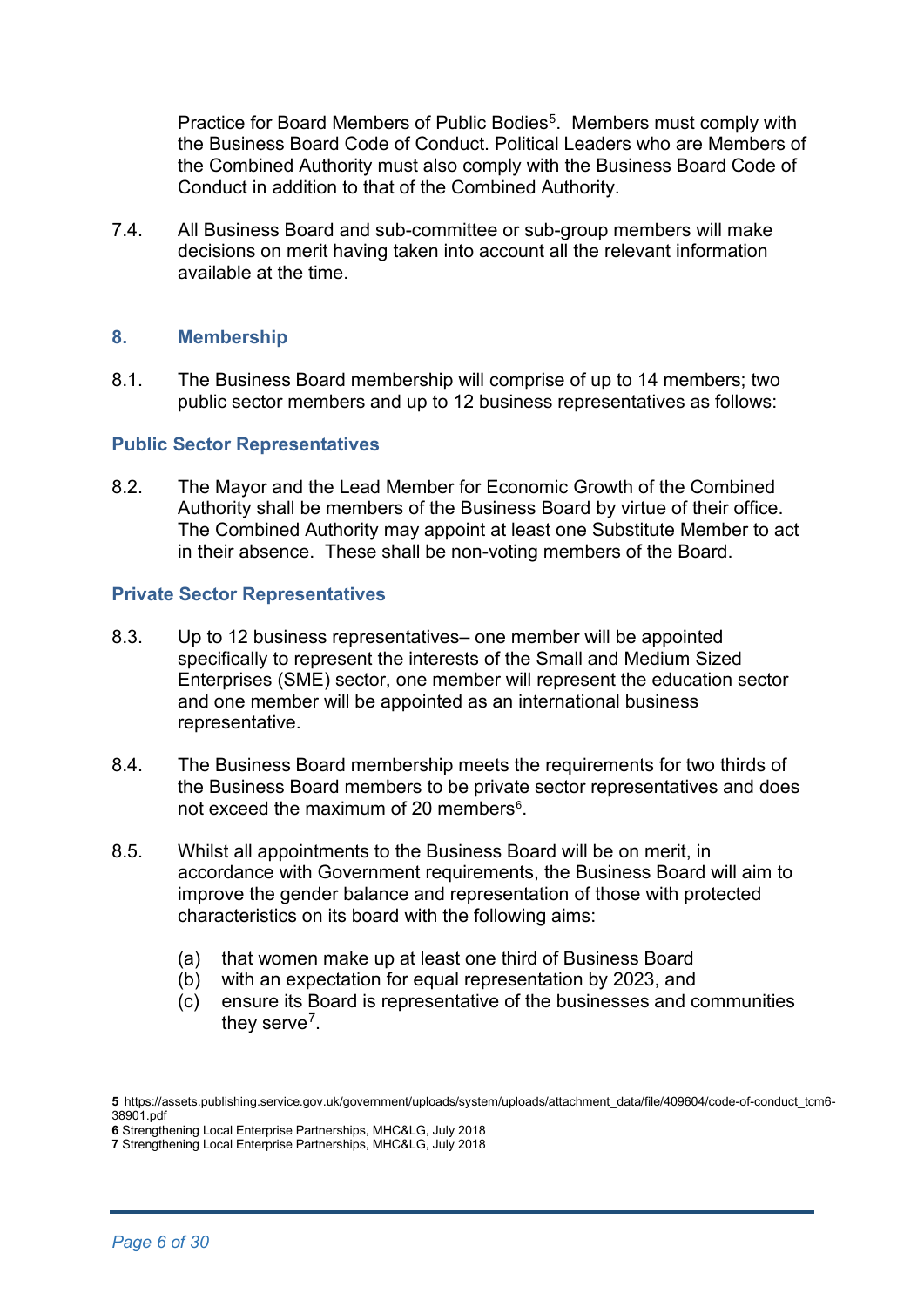Practice for Board Members of Public Bodies[5]. Members must comply with the Business Board Code of Conduct. Political Leaders who are Members of the Combined Authority must also comply with the Business Board Code of Conduct in addition to that of the Combined Authority.

7.4. All Business Board and sub-committee or sub-group members will make decisions on merit having taken into account all the relevant information available at the time.

## 8. Membership

8.1. The Business Board membership will comprise of up to 14 members; two public sector members and up to 12 business representatives as follows:

### Public Sector Representatives

8.2. The Mayor and the Lead Member for Economic Growth of the Combined Authority shall be members of the Business Board by virtue of their office. The Combined Authority may appoint at least one Substitute Member to act in their absence. These shall be non-voting members of the Board.

### Private Sector Representatives

8.3. Up to 12 business representatives– one member will be appointed specifically to represent the interests of the Small and Medium Sized Enterprises (SME) sector, one member will represent the education sector and one member will be appointed as an international business representative.

8.4. The Business Board membership meets the requirements for two thirds of the Business Board members to be private sector representatives and does not exceed the maximum of 20 members[6].

8.5. Whilst all appointments to the Business Board will be on merit, in accordance with Government requirements, the Business Board will aim to improve the gender balance and representation of those with protected characteristics on its board with the following aims:

(a) that women make up at least one third of Business Board
(b) with an expectation for equal representation by 2023, and
(c) ensure its Board is representative of the businesses and communities they serve[7].

---

**5** https://assets.publishing.service.gov.uk/government/uploads/system/uploads/attachment_data/file/409604/code-of-conduct_tcm6-38901.pdf
**6** Strengthening Local Enterprise Partnerships, MHC&LG, July 2018
**7** Strengthening Local Enterprise Partnerships, MHC&LG, July 2018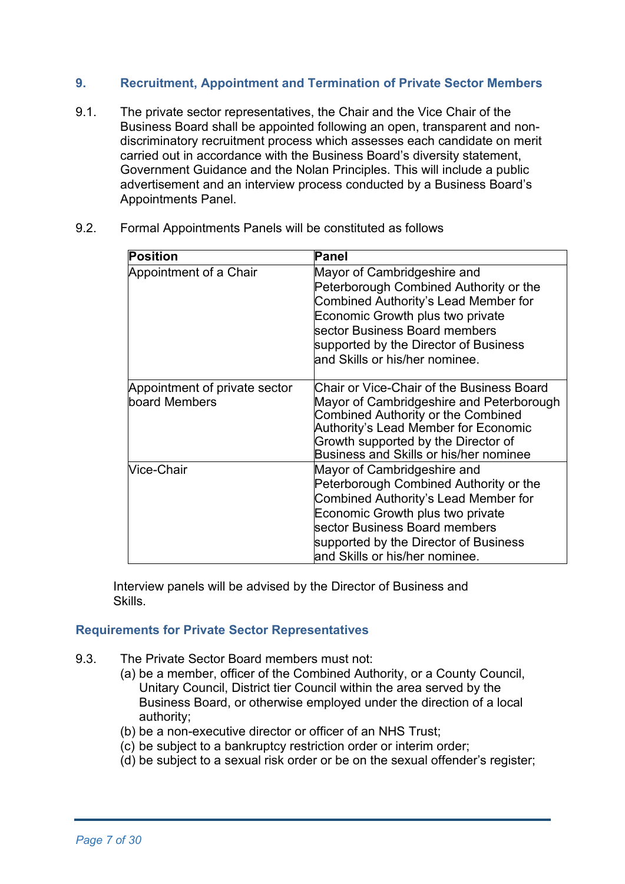## 9. Recruitment, Appointment and Termination of Private Sector Members

9.1. The private sector representatives, the Chair and the Vice Chair of the Business Board shall be appointed following an open, transparent and non-discriminatory recruitment process which assesses each candidate on merit carried out in accordance with the Business Board's diversity statement, Government Guidance and the Nolan Principles. This will include a public advertisement and an interview process conducted by a Business Board's Appointments Panel.

9.2. Formal Appointments Panels will be constituted as follows

| Position | Panel |
|---|---|
| Appointment of a Chair | Mayor of Cambridgeshire and Peterborough Combined Authority or the Combined Authority's Lead Member for Economic Growth plus two private sector Business Board members supported by the Director of Business and Skills or his/her nominee. |
| Appointment of private sector board Members | Chair or Vice-Chair of the Business Board Mayor of Cambridgeshire and Peterborough Combined Authority or the Combined Authority's Lead Member for Economic Growth supported by the Director of Business and Skills or his/her nominee |
| Vice-Chair | Mayor of Cambridgeshire and Peterborough Combined Authority or the Combined Authority's Lead Member for Economic Growth plus two private sector Business Board members supported by the Director of Business and Skills or his/her nominee. |

Interview panels will be advised by the Director of Business and Skills.

### Requirements for Private Sector Representatives

9.3. The Private Sector Board members must not:

(a) be a member, officer of the Combined Authority, or a County Council, Unitary Council, District tier Council within the area served by the Business Board, or otherwise employed under the direction of a local authority;

(b) be a non-executive director or officer of an NHS Trust;

(c) be subject to a bankruptcy restriction order or interim order;

(d) be subject to a sexual risk order or be on the sexual offender's register;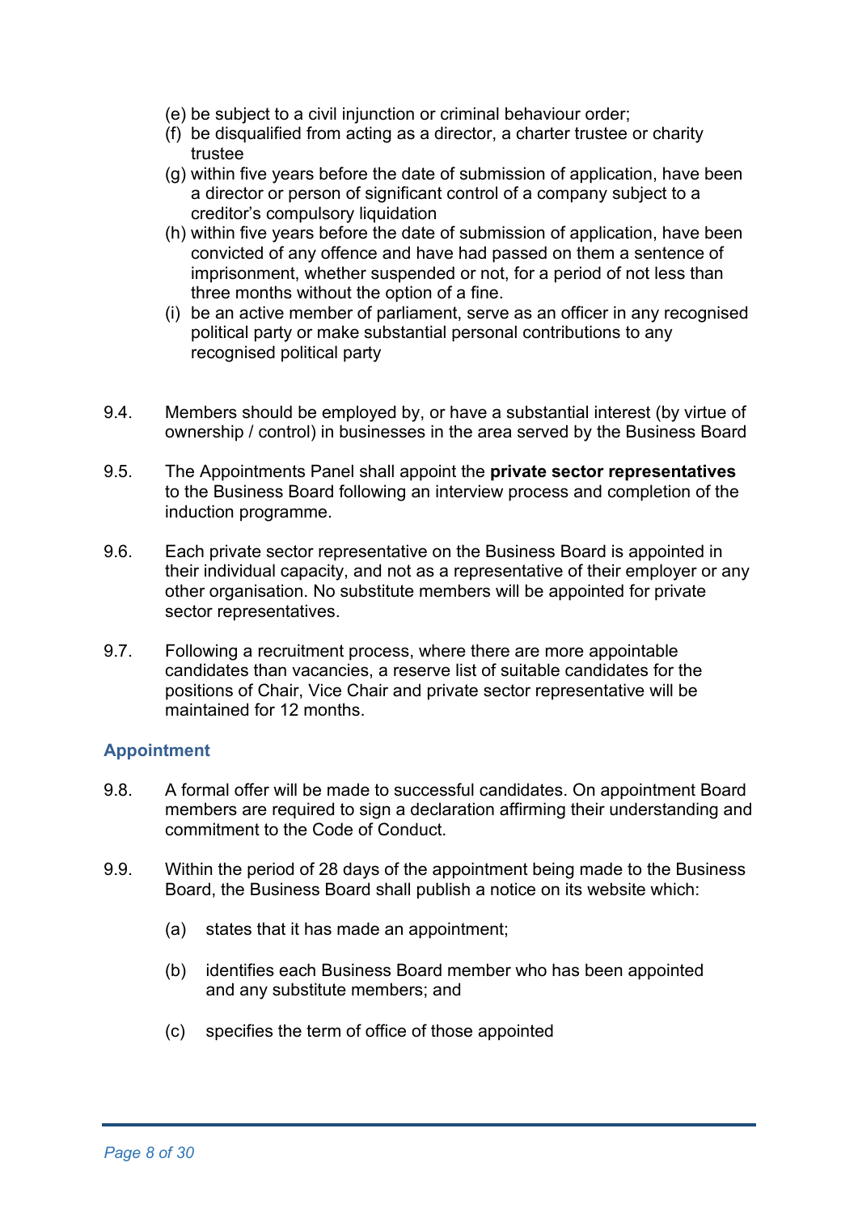(e) be subject to a civil injunction or criminal behaviour order;
(f) be disqualified from acting as a director, a charter trustee or charity trustee
(g) within five years before the date of submission of application, have been a director or person of significant control of a company subject to a creditor's compulsory liquidation
(h) within five years before the date of submission of application, have been convicted of any offence and have had passed on them a sentence of imprisonment, whether suspended or not, for a period of not less than three months without the option of a fine.
(i) be an active member of parliament, serve as an officer in any recognised political party or make substantial personal contributions to any recognised political party

9.4. Members should be employed by, or have a substantial interest (by virtue of ownership / control) in businesses in the area served by the Business Board

9.5. The Appointments Panel shall appoint the **private sector representatives** to the Business Board following an interview process and completion of the induction programme.

9.6. Each private sector representative on the Business Board is appointed in their individual capacity, and not as a representative of their employer or any other organisation. No substitute members will be appointed for private sector representatives.

9.7. Following a recruitment process, where there are more appointable candidates than vacancies, a reserve list of suitable candidates for the positions of Chair, Vice Chair and private sector representative will be maintained for 12 months.

### Appointment

9.8. A formal offer will be made to successful candidates. On appointment Board members are required to sign a declaration affirming their understanding and commitment to the Code of Conduct.

9.9. Within the period of 28 days of the appointment being made to the Business Board, the Business Board shall publish a notice on its website which:

(a) states that it has made an appointment;

(b) identifies each Business Board member who has been appointed and any substitute members; and

(c) specifies the term of office of those appointed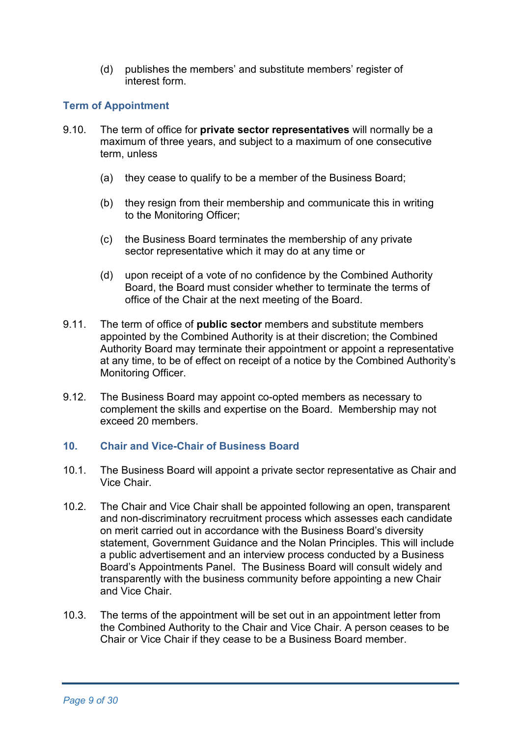(d) publishes the members' and substitute members' register of interest form.

### Term of Appointment

9.10. The term of office for **private sector representatives** will normally be a maximum of three years, and subject to a maximum of one consecutive term, unless

(a) they cease to qualify to be a member of the Business Board;

(b) they resign from their membership and communicate this in writing to the Monitoring Officer;

(c) the Business Board terminates the membership of any private sector representative which it may do at any time or

(d) upon receipt of a vote of no confidence by the Combined Authority Board, the Board must consider whether to terminate the terms of office of the Chair at the next meeting of the Board.

9.11. The term of office of **public sector** members and substitute members appointed by the Combined Authority is at their discretion; the Combined Authority Board may terminate their appointment or appoint a representative at any time, to be of effect on receipt of a notice by the Combined Authority's Monitoring Officer.

9.12. The Business Board may appoint co-opted members as necessary to complement the skills and expertise on the Board. Membership may not exceed 20 members.

## 10. Chair and Vice-Chair of Business Board

10.1. The Business Board will appoint a private sector representative as Chair and Vice Chair.

10.2. The Chair and Vice Chair shall be appointed following an open, transparent and non-discriminatory recruitment process which assesses each candidate on merit carried out in accordance with the Business Board's diversity statement, Government Guidance and the Nolan Principles. This will include a public advertisement and an interview process conducted by a Business Board's Appointments Panel. The Business Board will consult widely and transparently with the business community before appointing a new Chair and Vice Chair.

10.3. The terms of the appointment will be set out in an appointment letter from the Combined Authority to the Chair and Vice Chair. A person ceases to be Chair or Vice Chair if they cease to be a Business Board member.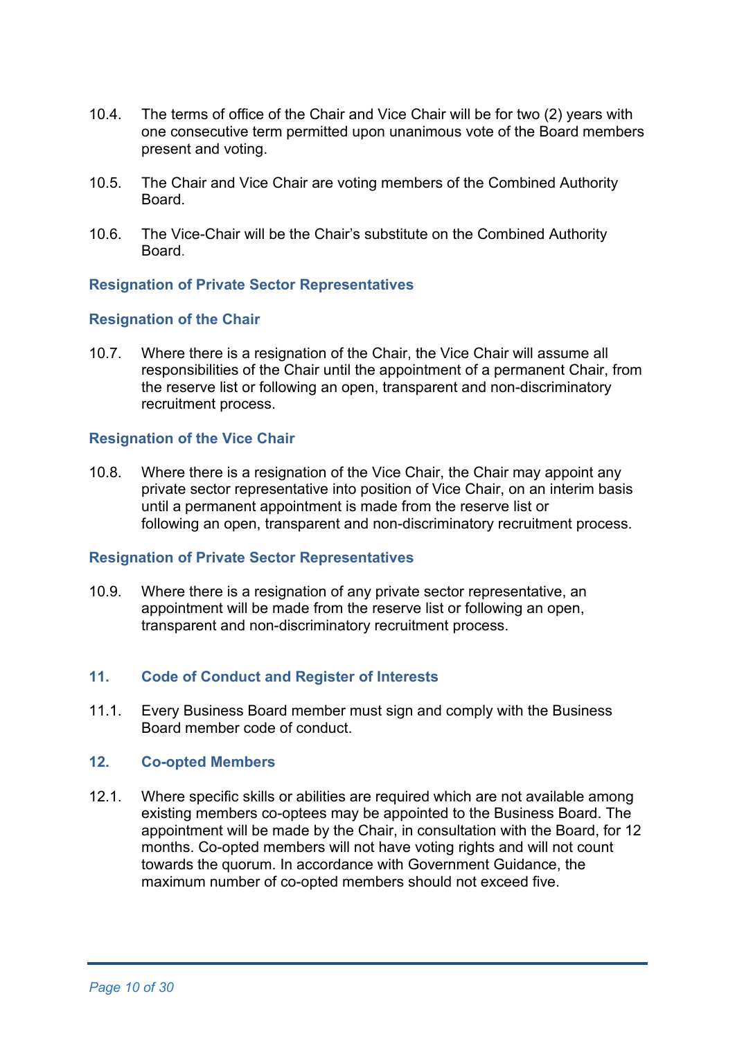10.4. The terms of office of the Chair and Vice Chair will be for two (2) years with one consecutive term permitted upon unanimous vote of the Board members present and voting.

10.5. The Chair and Vice Chair are voting members of the Combined Authority Board.

10.6. The Vice-Chair will be the Chair's substitute on the Combined Authority Board.

### Resignation of Private Sector Representatives

### Resignation of the Chair

10.7. Where there is a resignation of the Chair, the Vice Chair will assume all responsibilities of the Chair until the appointment of a permanent Chair, from the reserve list or following an open, transparent and non-discriminatory recruitment process.

### Resignation of the Vice Chair

10.8. Where there is a resignation of the Vice Chair, the Chair may appoint any private sector representative into position of Vice Chair, on an interim basis until a permanent appointment is made from the reserve list or following an open, transparent and non-discriminatory recruitment process.

### Resignation of Private Sector Representatives

10.9. Where there is a resignation of any private sector representative, an appointment will be made from the reserve list or following an open, transparent and non-discriminatory recruitment process.

## 11. Code of Conduct and Register of Interests

11.1. Every Business Board member must sign and comply with the Business Board member code of conduct.

## 12. Co-opted Members

12.1. Where specific skills or abilities are required which are not available among existing members co-optees may be appointed to the Business Board. The appointment will be made by the Chair, in consultation with the Board, for 12 months. Co-opted members will not have voting rights and will not count towards the quorum. In accordance with Government Guidance, the maximum number of co-opted members should not exceed five.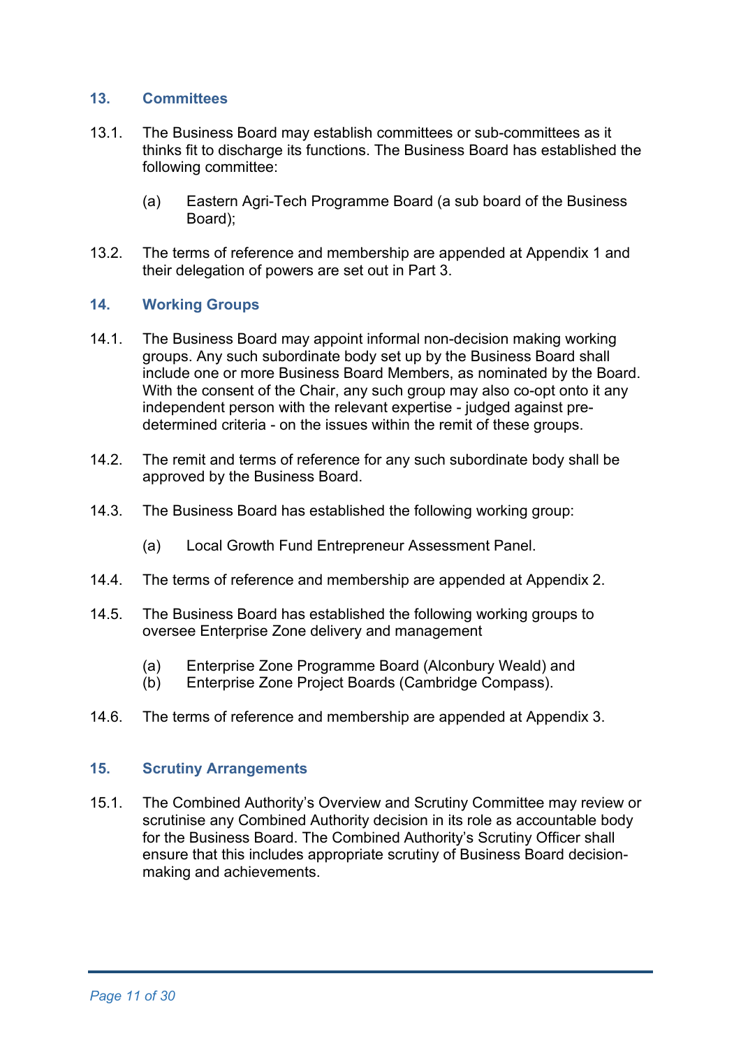## 13. Committees

13.1. The Business Board may establish committees or sub-committees as it thinks fit to discharge its functions. The Business Board has established the following committee:

(a) Eastern Agri-Tech Programme Board (a sub board of the Business Board);

13.2. The terms of reference and membership are appended at Appendix 1 and their delegation of powers are set out in Part 3.

## 14. Working Groups

14.1. The Business Board may appoint informal non-decision making working groups. Any such subordinate body set up by the Business Board shall include one or more Business Board Members, as nominated by the Board. With the consent of the Chair, any such group may also co-opt onto it any independent person with the relevant expertise - judged against pre-determined criteria - on the issues within the remit of these groups.

14.2. The remit and terms of reference for any such subordinate body shall be approved by the Business Board.

14.3. The Business Board has established the following working group:

(a) Local Growth Fund Entrepreneur Assessment Panel.

14.4. The terms of reference and membership are appended at Appendix 2.

14.5. The Business Board has established the following working groups to oversee Enterprise Zone delivery and management

(a) Enterprise Zone Programme Board (Alconbury Weald) and
(b) Enterprise Zone Project Boards (Cambridge Compass).

14.6. The terms of reference and membership are appended at Appendix 3.

## 15. Scrutiny Arrangements

15.1. The Combined Authority's Overview and Scrutiny Committee may review or scrutinise any Combined Authority decision in its role as accountable body for the Business Board. The Combined Authority's Scrutiny Officer shall ensure that this includes appropriate scrutiny of Business Board decision-making and achievements.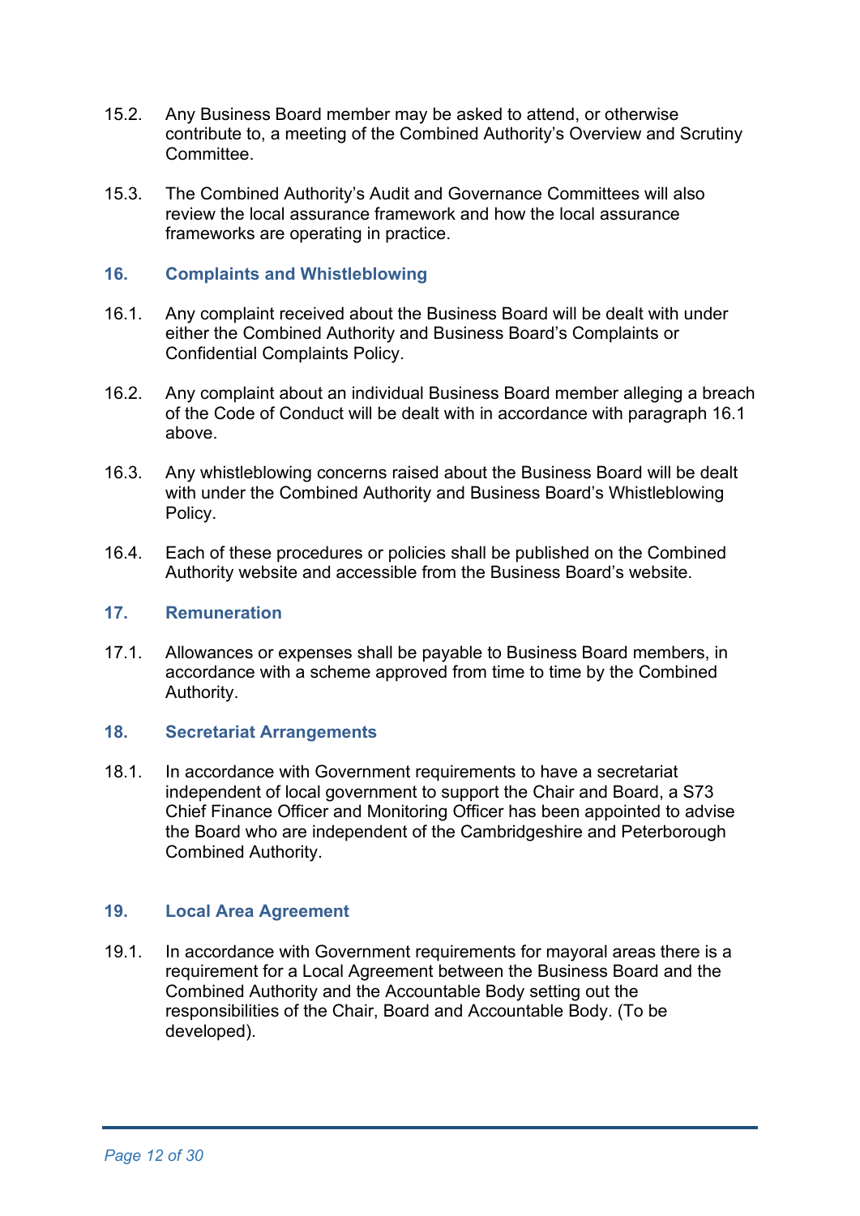15.2. Any Business Board member may be asked to attend, or otherwise contribute to, a meeting of the Combined Authority's Overview and Scrutiny Committee.

15.3. The Combined Authority's Audit and Governance Committees will also review the local assurance framework and how the local assurance frameworks are operating in practice.

## 16. Complaints and Whistleblowing

16.1. Any complaint received about the Business Board will be dealt with under either the Combined Authority and Business Board's Complaints or Confidential Complaints Policy.

16.2. Any complaint about an individual Business Board member alleging a breach of the Code of Conduct will be dealt with in accordance with paragraph 16.1 above.

16.3. Any whistleblowing concerns raised about the Business Board will be dealt with under the Combined Authority and Business Board's Whistleblowing Policy.

16.4. Each of these procedures or policies shall be published on the Combined Authority website and accessible from the Business Board's website.

## 17. Remuneration

17.1. Allowances or expenses shall be payable to Business Board members, in accordance with a scheme approved from time to time by the Combined Authority.

## 18. Secretariat Arrangements

18.1. In accordance with Government requirements to have a secretariat independent of local government to support the Chair and Board, a S73 Chief Finance Officer and Monitoring Officer has been appointed to advise the Board who are independent of the Cambridgeshire and Peterborough Combined Authority.

## 19. Local Area Agreement

19.1. In accordance with Government requirements for mayoral areas there is a requirement for a Local Agreement between the Business Board and the Combined Authority and the Accountable Body setting out the responsibilities of the Chair, Board and Accountable Body. (To be developed).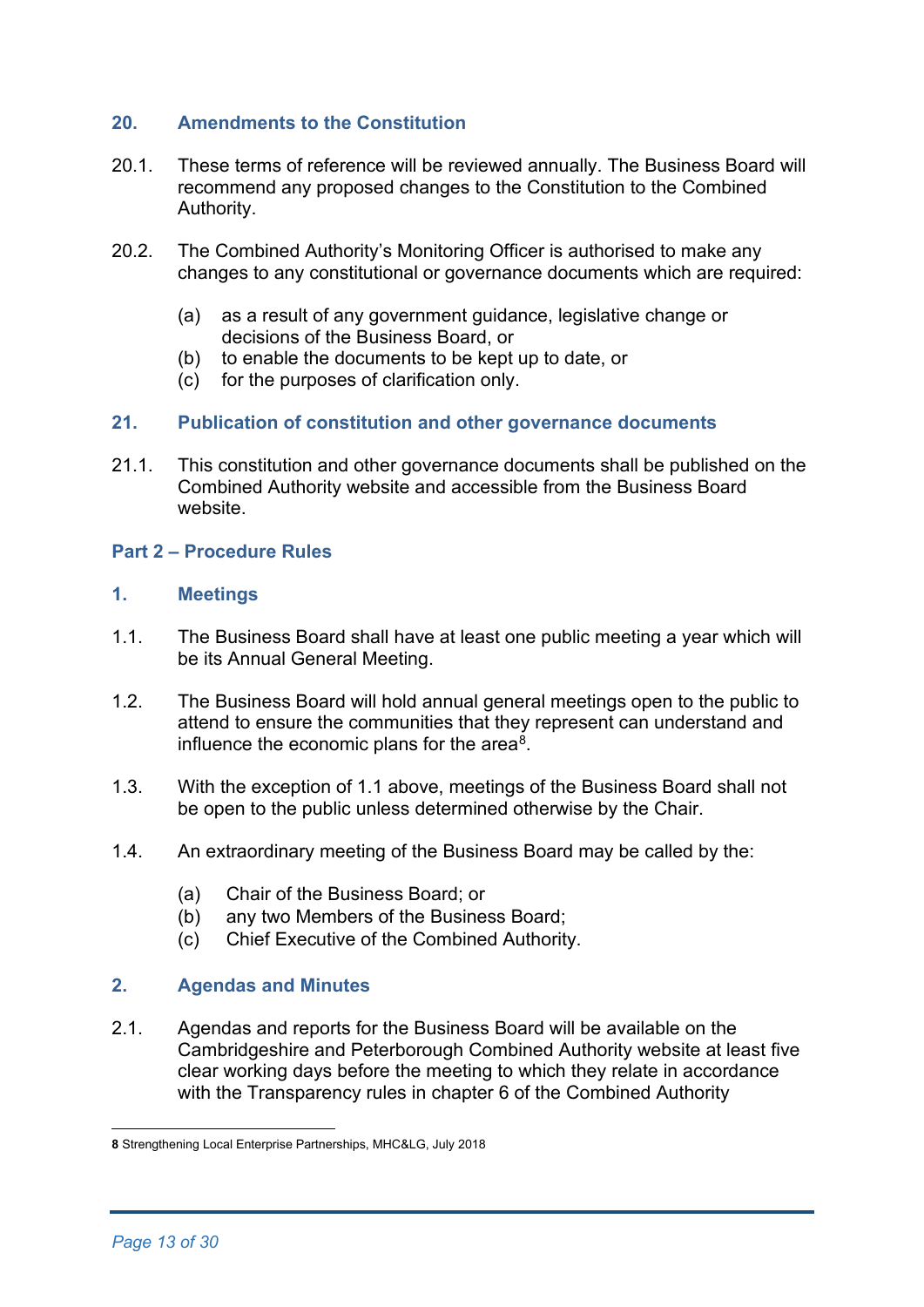## 20. Amendments to the Constitution

20.1. These terms of reference will be reviewed annually. The Business Board will recommend any proposed changes to the Constitution to the Combined Authority.

20.2. The Combined Authority's Monitoring Officer is authorised to make any changes to any constitutional or governance documents which are required:

- (a) as a result of any government guidance, legislative change or decisions of the Business Board, or
- (b) to enable the documents to be kept up to date, or
- (c) for the purposes of clarification only.

## 21. Publication of constitution and other governance documents

21.1. This constitution and other governance documents shall be published on the Combined Authority website and accessible from the Business Board website.

# Part 2 – Procedure Rules

## 1. Meetings

1.1. The Business Board shall have at least one public meeting a year which will be its Annual General Meeting.

1.2. The Business Board will hold annual general meetings open to the public to attend to ensure the communities that they represent can understand and influence the economic plans for the area[8].

1.3. With the exception of 1.1 above, meetings of the Business Board shall not be open to the public unless determined otherwise by the Chair.

1.4. An extraordinary meeting of the Business Board may be called by the:

- (a) Chair of the Business Board; or
- (b) any two Members of the Business Board;
- (c) Chief Executive of the Combined Authority.

## 2. Agendas and Minutes

2.1. Agendas and reports for the Business Board will be available on the Cambridgeshire and Peterborough Combined Authority website at least five clear working days before the meeting to which they relate in accordance with the Transparency rules in chapter 6 of the Combined Authority

---

**8** Strengthening Local Enterprise Partnerships, MHC&LG, July 2018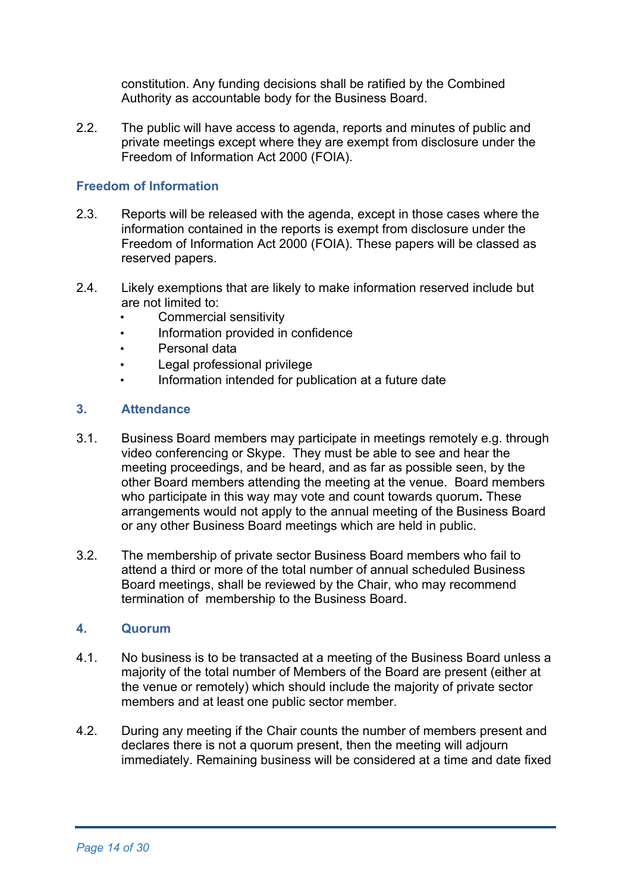constitution. Any funding decisions shall be ratified by the Combined Authority as accountable body for the Business Board.

2.2. The public will have access to agenda, reports and minutes of public and private meetings except where they are exempt from disclosure under the Freedom of Information Act 2000 (FOIA).

### Freedom of Information

2.3. Reports will be released with the agenda, except in those cases where the information contained in the reports is exempt from disclosure under the Freedom of Information Act 2000 (FOIA). These papers will be classed as reserved papers.

2.4. Likely exemptions that are likely to make information reserved include but are not limited to:

- Commercial sensitivity
- Information provided in confidence
- Personal data
- Legal professional privilege
- Information intended for publication at a future date

## 3. Attendance

3.1. Business Board members may participate in meetings remotely e.g. through video conferencing or Skype. They must be able to see and hear the meeting proceedings, and be heard, and as far as possible seen, by the other Board members attending the meeting at the venue. Board members who participate in this way may vote and count towards quorum**.** These arrangements would not apply to the annual meeting of the Business Board or any other Business Board meetings which are held in public.

3.2. The membership of private sector Business Board members who fail to attend a third or more of the total number of annual scheduled Business Board meetings, shall be reviewed by the Chair, who may recommend termination of membership to the Business Board.

## 4. Quorum

4.1. No business is to be transacted at a meeting of the Business Board unless a majority of the total number of Members of the Board are present (either at the venue or remotely) which should include the majority of private sector members and at least one public sector member.

4.2. During any meeting if the Chair counts the number of members present and declares there is not a quorum present, then the meeting will adjourn immediately. Remaining business will be considered at a time and date fixed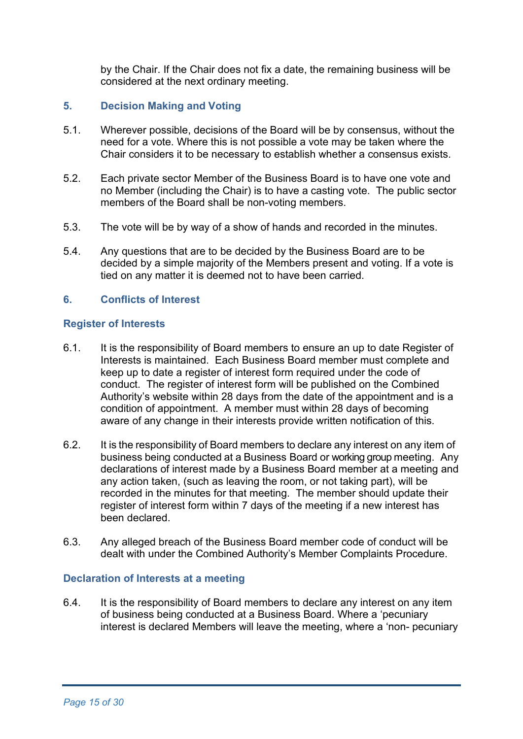by the Chair. If the Chair does not fix a date, the remaining business will be considered at the next ordinary meeting.

## 5. Decision Making and Voting

5.1. Wherever possible, decisions of the Board will be by consensus, without the need for a vote. Where this is not possible a vote may be taken where the Chair considers it to be necessary to establish whether a consensus exists.

5.2. Each private sector Member of the Business Board is to have one vote and no Member (including the Chair) is to have a casting vote. The public sector members of the Board shall be non-voting members.

5.3. The vote will be by way of a show of hands and recorded in the minutes.

5.4. Any questions that are to be decided by the Business Board are to be decided by a simple majority of the Members present and voting. If a vote is tied on any matter it is deemed not to have been carried.

## 6. Conflicts of Interest

### Register of Interests

6.1. It is the responsibility of Board members to ensure an up to date Register of Interests is maintained. Each Business Board member must complete and keep up to date a register of interest form required under the code of conduct. The register of interest form will be published on the Combined Authority's website within 28 days from the date of the appointment and is a condition of appointment. A member must within 28 days of becoming aware of any change in their interests provide written notification of this.

6.2. It is the responsibility of Board members to declare any interest on any item of business being conducted at a Business Board or working group meeting. Any declarations of interest made by a Business Board member at a meeting and any action taken, (such as leaving the room, or not taking part), will be recorded in the minutes for that meeting. The member should update their register of interest form within 7 days of the meeting if a new interest has been declared.

6.3. Any alleged breach of the Business Board member code of conduct will be dealt with under the Combined Authority's Member Complaints Procedure.

### Declaration of Interests at a meeting

6.4. It is the responsibility of Board members to declare any interest on any item of business being conducted at a Business Board. Where a 'pecuniary interest is declared Members will leave the meeting, where a 'non- pecuniary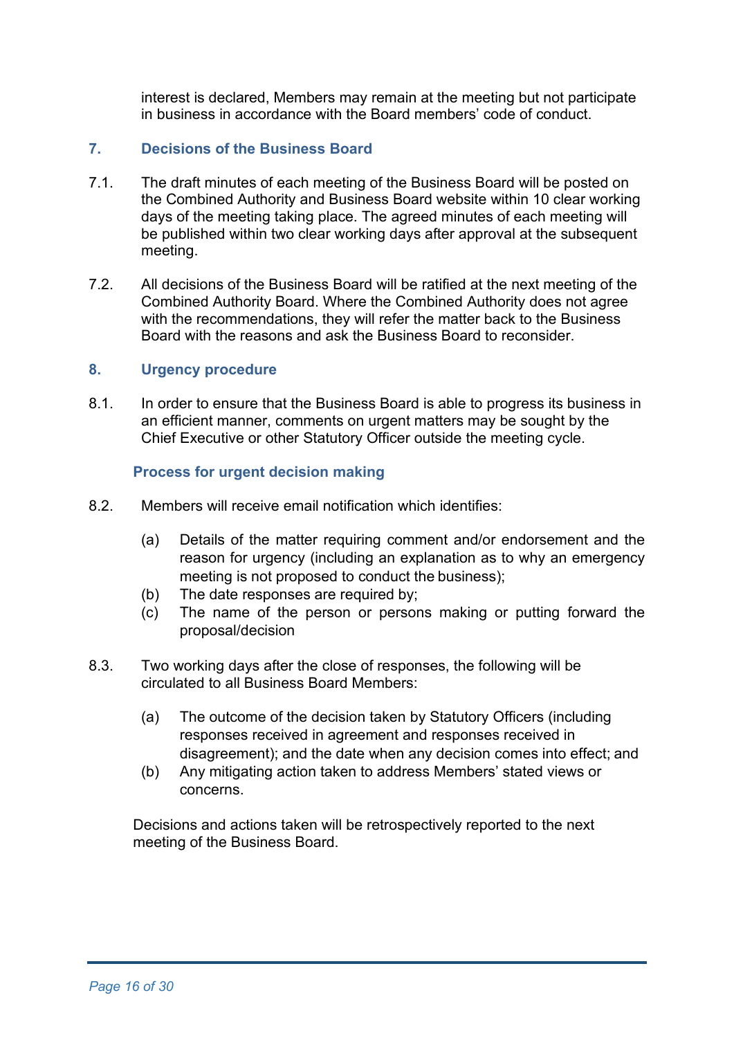interest is declared, Members may remain at the meeting but not participate in business in accordance with the Board members' code of conduct.

## 7. Decisions of the Business Board

7.1. The draft minutes of each meeting of the Business Board will be posted on the Combined Authority and Business Board website within 10 clear working days of the meeting taking place. The agreed minutes of each meeting will be published within two clear working days after approval at the subsequent meeting.

7.2. All decisions of the Business Board will be ratified at the next meeting of the Combined Authority Board. Where the Combined Authority does not agree with the recommendations, they will refer the matter back to the Business Board with the reasons and ask the Business Board to reconsider.

## 8. Urgency procedure

8.1. In order to ensure that the Business Board is able to progress its business in an efficient manner, comments on urgent matters may be sought by the Chief Executive or other Statutory Officer outside the meeting cycle.

### Process for urgent decision making

8.2. Members will receive email notification which identifies:

(a) Details of the matter requiring comment and/or endorsement and the reason for urgency (including an explanation as to why an emergency meeting is not proposed to conduct the business);

(b) The date responses are required by;

(c) The name of the person or persons making or putting forward the proposal/decision

8.3. Two working days after the close of responses, the following will be circulated to all Business Board Members:

(a) The outcome of the decision taken by Statutory Officers (including responses received in agreement and responses received in disagreement); and the date when any decision comes into effect; and

(b) Any mitigating action taken to address Members' stated views or concerns.

Decisions and actions taken will be retrospectively reported to the next meeting of the Business Board.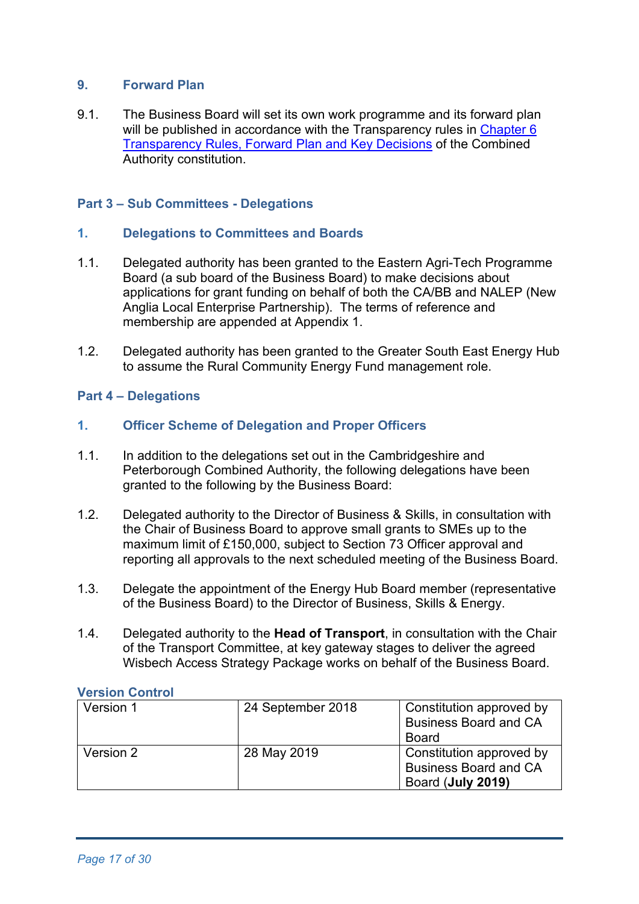## 9. Forward Plan

9.1. The Business Board will set its own work programme and its forward plan will be published in accordance with the Transparency rules in Chapter 6 Transparency Rules, Forward Plan and Key Decisions of the Combined Authority constitution.

## Part 3 – Sub Committees - Delegations

### 1. Delegations to Committees and Boards

1.1. Delegated authority has been granted to the Eastern Agri-Tech Programme Board (a sub board of the Business Board) to make decisions about applications for grant funding on behalf of both the CA/BB and NALEP (New Anglia Local Enterprise Partnership). The terms of reference and membership are appended at Appendix 1.

1.2. Delegated authority has been granted to the Greater South East Energy Hub to assume the Rural Community Energy Fund management role.

## Part 4 – Delegations

### 1. Officer Scheme of Delegation and Proper Officers

1.1. In addition to the delegations set out in the Cambridgeshire and Peterborough Combined Authority, the following delegations have been granted to the following by the Business Board:

1.2. Delegated authority to the Director of Business & Skills, in consultation with the Chair of Business Board to approve small grants to SMEs up to the maximum limit of £150,000, subject to Section 73 Officer approval and reporting all approvals to the next scheduled meeting of the Business Board.

1.3. Delegate the appointment of the Energy Hub Board member (representative of the Business Board) to the Director of Business, Skills & Energy.

1.4. Delegated authority to the **Head of Transport**, in consultation with the Chair of the Transport Committee, at key gateway stages to deliver the agreed Wisbech Access Strategy Package works on behalf of the Business Board.

### Version Control

| Version 1 | 24 September 2018 | Constitution approved by Business Board and CA Board |
|---|---|---|
| Version 2 | 28 May 2019 | Constitution approved by Business Board and CA Board (**July 2019)** |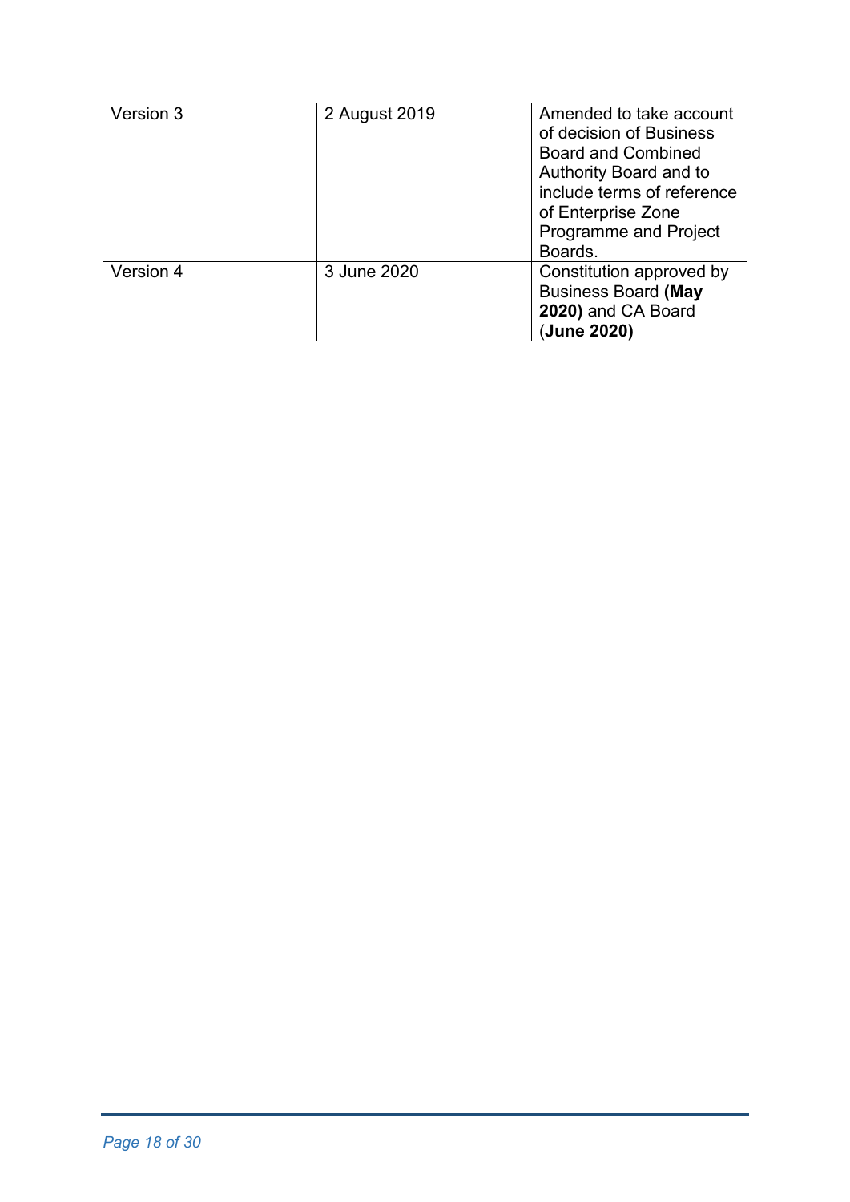| Version 3 | 2 August 2019 | Amended to take account of decision of Business Board and Combined Authority Board and to include terms of reference of Enterprise Zone Programme and Project Boards. |
|---|---|---|
| Version 4 | 3 June 2020 | Constitution approved by Business Board **(May 2020)** and CA Board (**June 2020)** |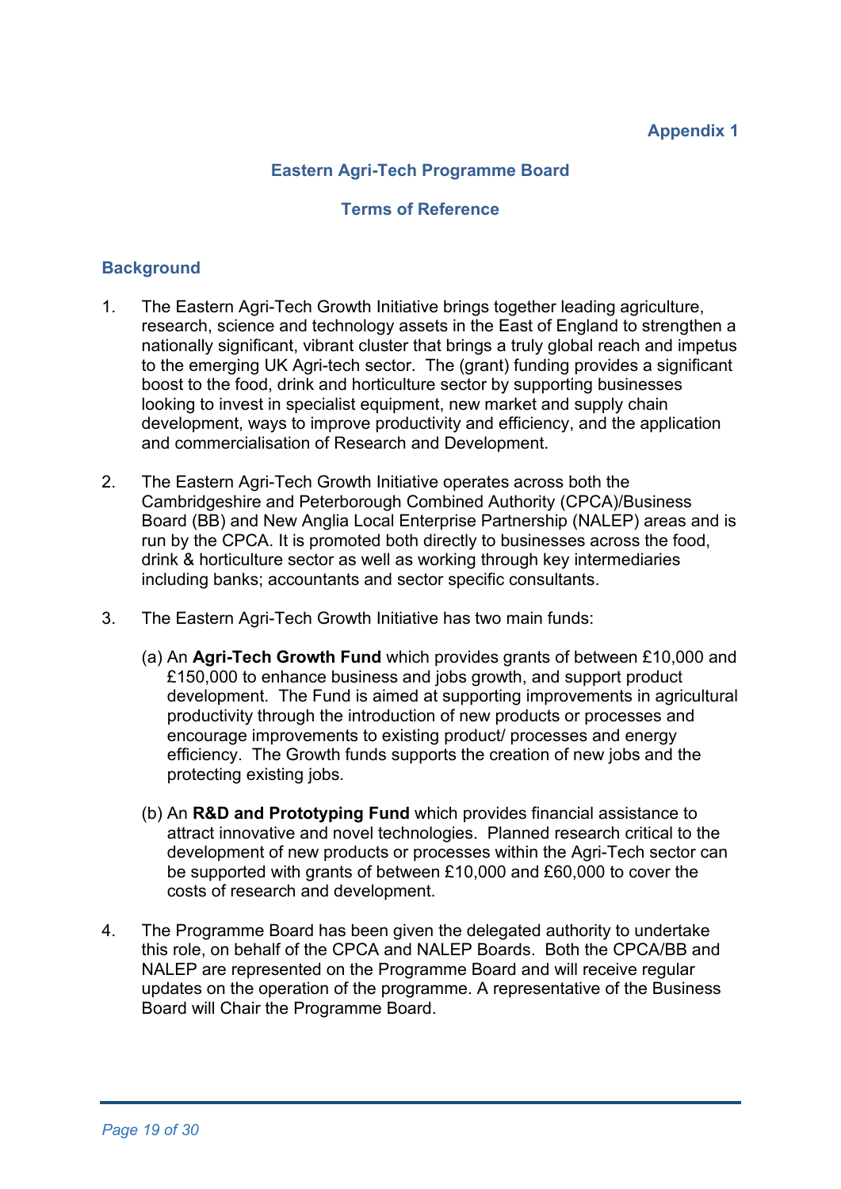**Appendix 1**

## Eastern Agri-Tech Programme Board

### Terms of Reference

### Background

1. The Eastern Agri-Tech Growth Initiative brings together leading agriculture, research, science and technology assets in the East of England to strengthen a nationally significant, vibrant cluster that brings a truly global reach and impetus to the emerging UK Agri-tech sector. The (grant) funding provides a significant boost to the food, drink and horticulture sector by supporting businesses looking to invest in specialist equipment, new market and supply chain development, ways to improve productivity and efficiency, and the application and commercialisation of Research and Development.

2. The Eastern Agri-Tech Growth Initiative operates across both the Cambridgeshire and Peterborough Combined Authority (CPCA)/Business Board (BB) and New Anglia Local Enterprise Partnership (NALEP) areas and is run by the CPCA. It is promoted both directly to businesses across the food, drink & horticulture sector as well as working through key intermediaries including banks; accountants and sector specific consultants.

3. The Eastern Agri-Tech Growth Initiative has two main funds:

   (a) An **Agri-Tech Growth Fund** which provides grants of between £10,000 and £150,000 to enhance business and jobs growth, and support product development. The Fund is aimed at supporting improvements in agricultural productivity through the introduction of new products or processes and encourage improvements to existing product/ processes and energy efficiency. The Growth funds supports the creation of new jobs and the protecting existing jobs.

   (b) An **R&D and Prototyping Fund** which provides financial assistance to attract innovative and novel technologies. Planned research critical to the development of new products or processes within the Agri-Tech sector can be supported with grants of between £10,000 and £60,000 to cover the costs of research and development.

4. The Programme Board has been given the delegated authority to undertake this role, on behalf of the CPCA and NALEP Boards. Both the CPCA/BB and NALEP are represented on the Programme Board and will receive regular updates on the operation of the programme. A representative of the Business Board will Chair the Programme Board.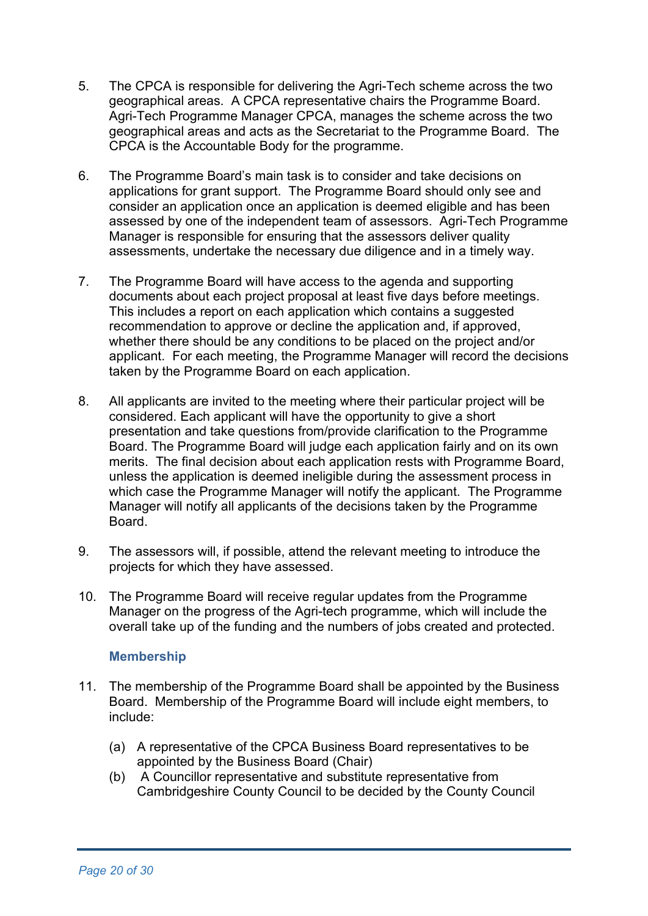5. The CPCA is responsible for delivering the Agri-Tech scheme across the two geographical areas. A CPCA representative chairs the Programme Board. Agri-Tech Programme Manager CPCA, manages the scheme across the two geographical areas and acts as the Secretariat to the Programme Board. The CPCA is the Accountable Body for the programme.

6. The Programme Board's main task is to consider and take decisions on applications for grant support. The Programme Board should only see and consider an application once an application is deemed eligible and has been assessed by one of the independent team of assessors. Agri-Tech Programme Manager is responsible for ensuring that the assessors deliver quality assessments, undertake the necessary due diligence and in a timely way.

7. The Programme Board will have access to the agenda and supporting documents about each project proposal at least five days before meetings. This includes a report on each application which contains a suggested recommendation to approve or decline the application and, if approved, whether there should be any conditions to be placed on the project and/or applicant. For each meeting, the Programme Manager will record the decisions taken by the Programme Board on each application.

8. All applicants are invited to the meeting where their particular project will be considered. Each applicant will have the opportunity to give a short presentation and take questions from/provide clarification to the Programme Board. The Programme Board will judge each application fairly and on its own merits. The final decision about each application rests with Programme Board, unless the application is deemed ineligible during the assessment process in which case the Programme Manager will notify the applicant. The Programme Manager will notify all applicants of the decisions taken by the Programme Board.

9. The assessors will, if possible, attend the relevant meeting to introduce the projects for which they have assessed.

10. The Programme Board will receive regular updates from the Programme Manager on the progress of the Agri-tech programme, which will include the overall take up of the funding and the numbers of jobs created and protected.

### Membership

11. The membership of the Programme Board shall be appointed by the Business Board. Membership of the Programme Board will include eight members, to include:

    (a) A representative of the CPCA Business Board representatives to be appointed by the Business Board (Chair)
    (b) A Councillor representative and substitute representative from Cambridgeshire County Council to be decided by the County Council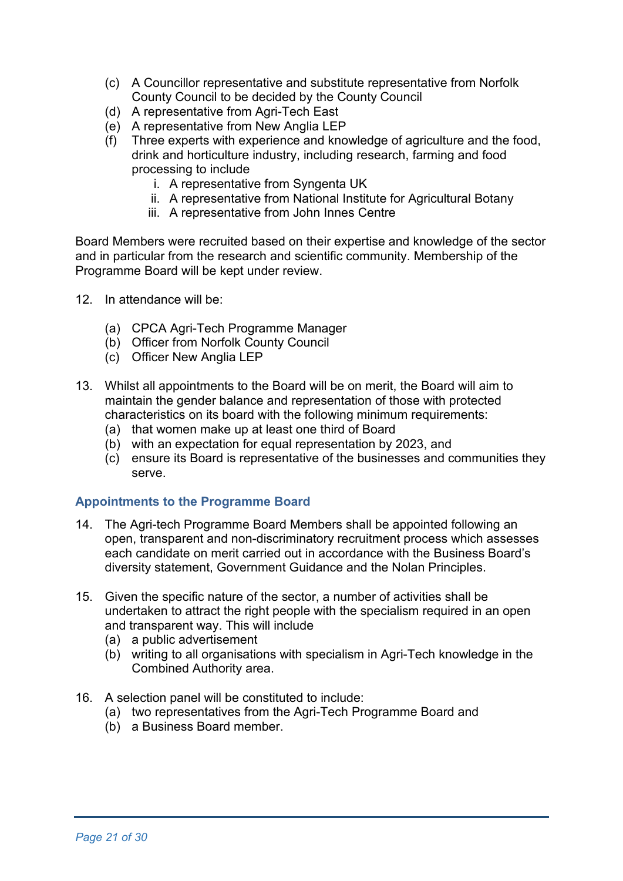(c) A Councillor representative and substitute representative from Norfolk County Council to be decided by the County Council
(d) A representative from Agri-Tech East
(e) A representative from New Anglia LEP
(f) Three experts with experience and knowledge of agriculture and the food, drink and horticulture industry, including research, farming and food processing to include
    i. A representative from Syngenta UK
    ii. A representative from National Institute for Agricultural Botany
    iii. A representative from John Innes Centre

Board Members were recruited based on their expertise and knowledge of the sector and in particular from the research and scientific community. Membership of the Programme Board will be kept under review.

12. In attendance will be:

    (a) CPCA Agri-Tech Programme Manager
    (b) Officer from Norfolk County Council
    (c) Officer New Anglia LEP

13. Whilst all appointments to the Board will be on merit, the Board will aim to maintain the gender balance and representation of those with protected characteristics on its board with the following minimum requirements:
    (a) that women make up at least one third of Board
    (b) with an expectation for equal representation by 2023, and
    (c) ensure its Board is representative of the businesses and communities they serve.

### Appointments to the Programme Board

14. The Agri-tech Programme Board Members shall be appointed following an open, transparent and non-discriminatory recruitment process which assesses each candidate on merit carried out in accordance with the Business Board's diversity statement, Government Guidance and the Nolan Principles.

15. Given the specific nature of the sector, a number of activities shall be undertaken to attract the right people with the specialism required in an open and transparent way. This will include
    (a) a public advertisement
    (b) writing to all organisations with specialism in Agri-Tech knowledge in the Combined Authority area.

16. A selection panel will be constituted to include:
    (a) two representatives from the Agri-Tech Programme Board and
    (b) a Business Board member.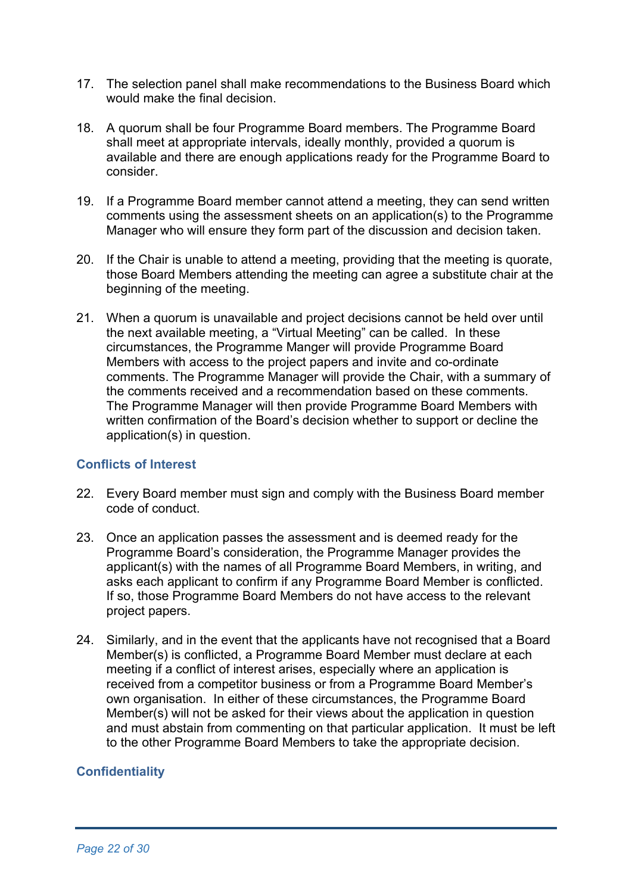17. The selection panel shall make recommendations to the Business Board which would make the final decision.

18. A quorum shall be four Programme Board members. The Programme Board shall meet at appropriate intervals, ideally monthly, provided a quorum is available and there are enough applications ready for the Programme Board to consider.

19. If a Programme Board member cannot attend a meeting, they can send written comments using the assessment sheets on an application(s) to the Programme Manager who will ensure they form part of the discussion and decision taken.

20. If the Chair is unable to attend a meeting, providing that the meeting is quorate, those Board Members attending the meeting can agree a substitute chair at the beginning of the meeting.

21. When a quorum is unavailable and project decisions cannot be held over until the next available meeting, a "Virtual Meeting" can be called. In these circumstances, the Programme Manger will provide Programme Board Members with access to the project papers and invite and co-ordinate comments. The Programme Manager will provide the Chair, with a summary of the comments received and a recommendation based on these comments. The Programme Manager will then provide Programme Board Members with written confirmation of the Board's decision whether to support or decline the application(s) in question.

### Conflicts of Interest

22. Every Board member must sign and comply with the Business Board member code of conduct.

23. Once an application passes the assessment and is deemed ready for the Programme Board's consideration, the Programme Manager provides the applicant(s) with the names of all Programme Board Members, in writing, and asks each applicant to confirm if any Programme Board Member is conflicted. If so, those Programme Board Members do not have access to the relevant project papers.

24. Similarly, and in the event that the applicants have not recognised that a Board Member(s) is conflicted, a Programme Board Member must declare at each meeting if a conflict of interest arises, especially where an application is received from a competitor business or from a Programme Board Member's own organisation. In either of these circumstances, the Programme Board Member(s) will not be asked for their views about the application in question and must abstain from commenting on that particular application. It must be left to the other Programme Board Members to take the appropriate decision.

### Confidentiality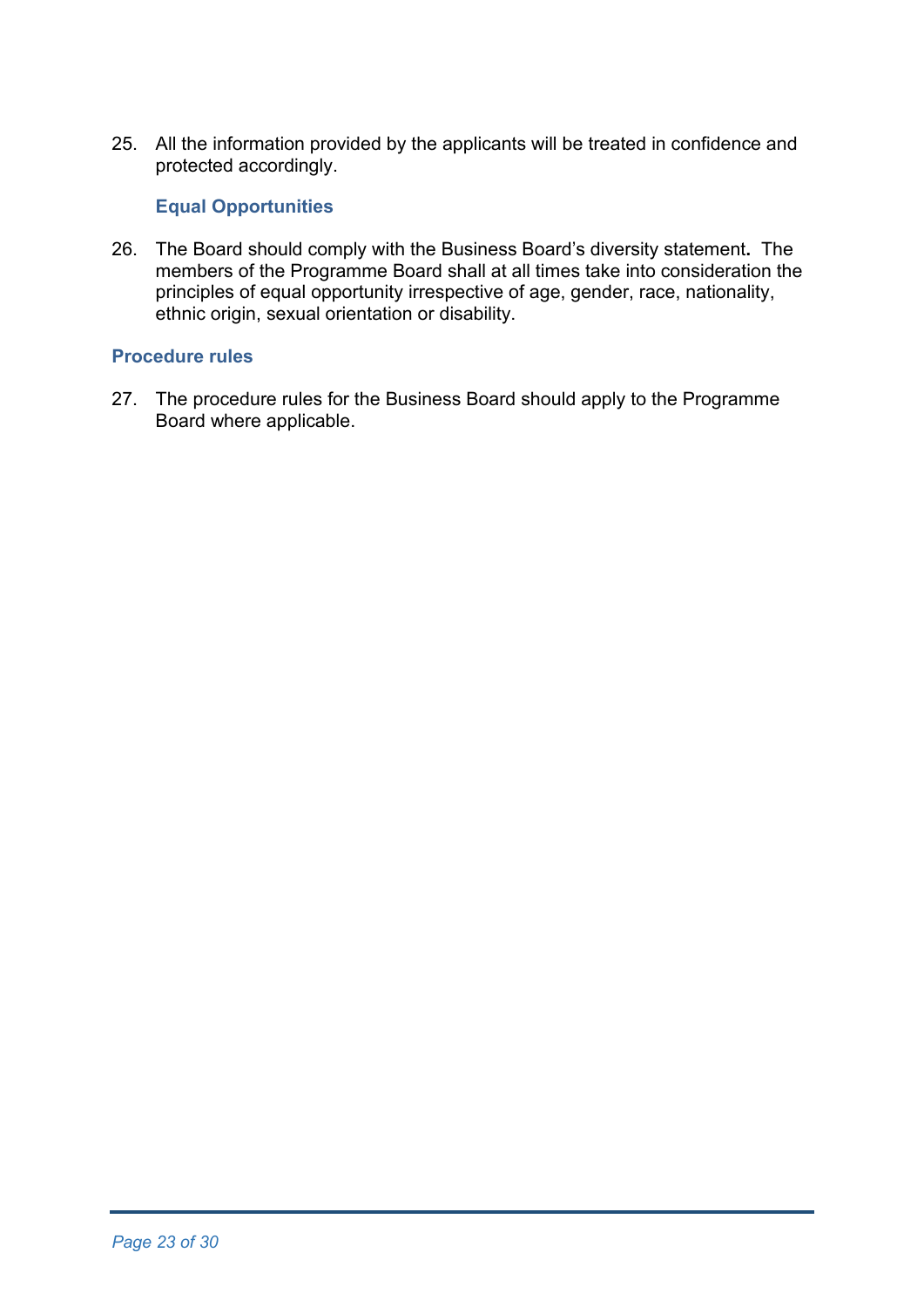25. All the information provided by the applicants will be treated in confidence and protected accordingly.

### Equal Opportunities

26. The Board should comply with the Business Board's diversity statement**.** The members of the Programme Board shall at all times take into consideration the principles of equal opportunity irrespective of age, gender, race, nationality, ethnic origin, sexual orientation or disability.

### Procedure rules

27. The procedure rules for the Business Board should apply to the Programme Board where applicable.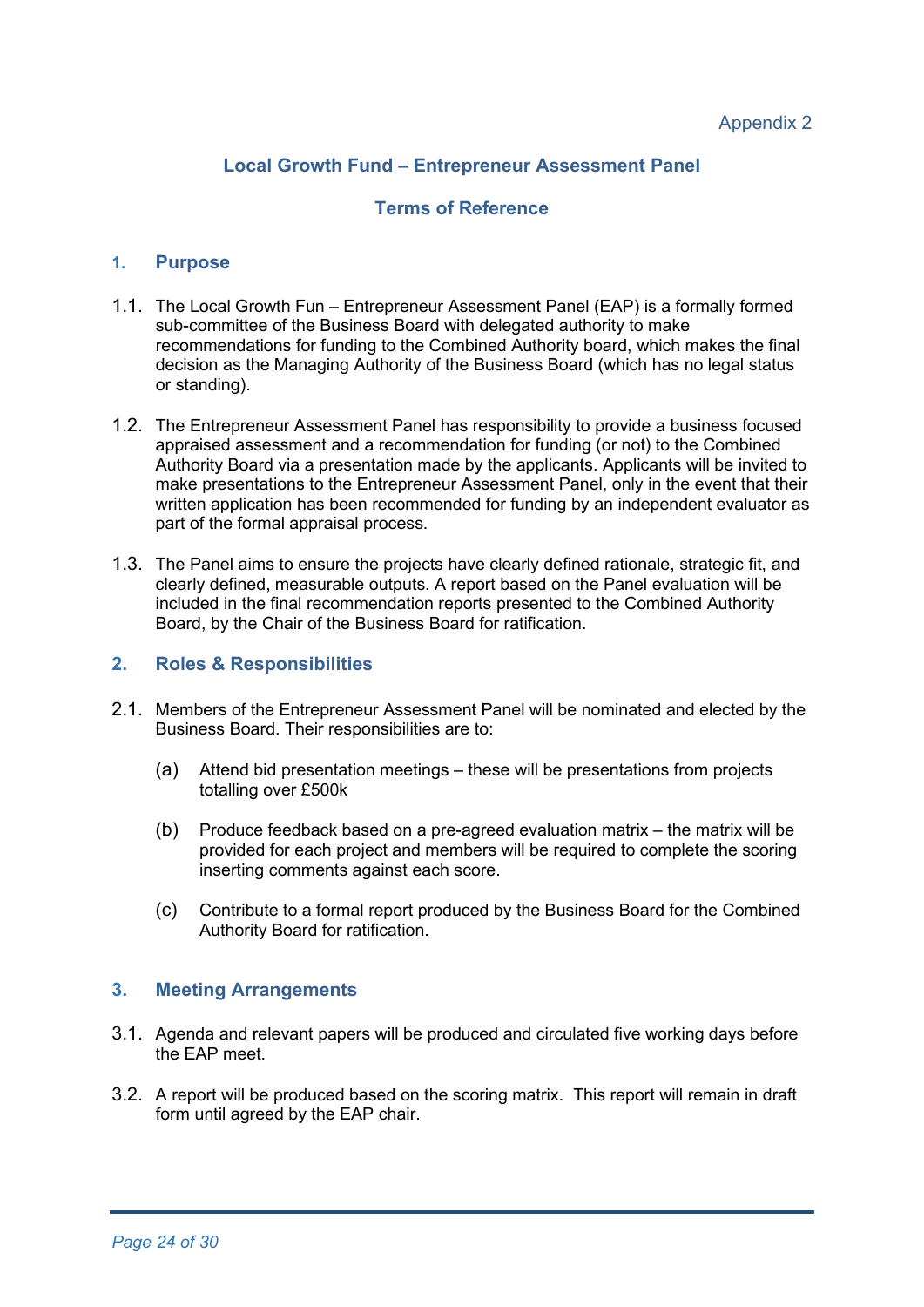Appendix 2

# Local Growth Fund – Entrepreneur Assessment Panel

# Terms of Reference

## 1. Purpose

1.1. The Local Growth Fun – Entrepreneur Assessment Panel (EAP) is a formally formed sub-committee of the Business Board with delegated authority to make recommendations for funding to the Combined Authority board, which makes the final decision as the Managing Authority of the Business Board (which has no legal status or standing).

1.2. The Entrepreneur Assessment Panel has responsibility to provide a business focused appraised assessment and a recommendation for funding (or not) to the Combined Authority Board via a presentation made by the applicants. Applicants will be invited to make presentations to the Entrepreneur Assessment Panel, only in the event that their written application has been recommended for funding by an independent evaluator as part of the formal appraisal process.

1.3. The Panel aims to ensure the projects have clearly defined rationale, strategic fit, and clearly defined, measurable outputs. A report based on the Panel evaluation will be included in the final recommendation reports presented to the Combined Authority Board, by the Chair of the Business Board for ratification.

## 2. Roles & Responsibilities

2.1. Members of the Entrepreneur Assessment Panel will be nominated and elected by the Business Board. Their responsibilities are to:

(a) Attend bid presentation meetings – these will be presentations from projects totalling over £500k

(b) Produce feedback based on a pre-agreed evaluation matrix – the matrix will be provided for each project and members will be required to complete the scoring inserting comments against each score.

(c) Contribute to a formal report produced by the Business Board for the Combined Authority Board for ratification.

## 3. Meeting Arrangements

3.1. Agenda and relevant papers will be produced and circulated five working days before the EAP meet.

3.2. A report will be produced based on the scoring matrix. This report will remain in draft form until agreed by the EAP chair.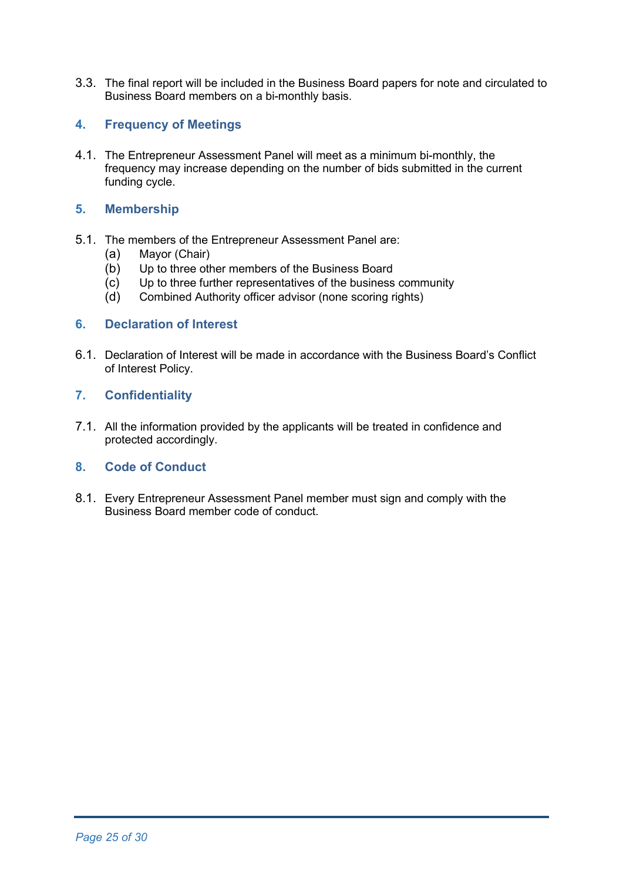3.3. The final report will be included in the Business Board papers for note and circulated to Business Board members on a bi-monthly basis.

## 4. Frequency of Meetings

4.1. The Entrepreneur Assessment Panel will meet as a minimum bi-monthly, the frequency may increase depending on the number of bids submitted in the current funding cycle.

## 5. Membership

5.1. The members of the Entrepreneur Assessment Panel are:

(a) Mayor (Chair)
(b) Up to three other members of the Business Board
(c) Up to three further representatives of the business community
(d) Combined Authority officer advisor (none scoring rights)

## 6. Declaration of Interest

6.1. Declaration of Interest will be made in accordance with the Business Board's Conflict of Interest Policy.

## 7. Confidentiality

7.1. All the information provided by the applicants will be treated in confidence and protected accordingly.

## 8. Code of Conduct

8.1. Every Entrepreneur Assessment Panel member must sign and comply with the Business Board member code of conduct.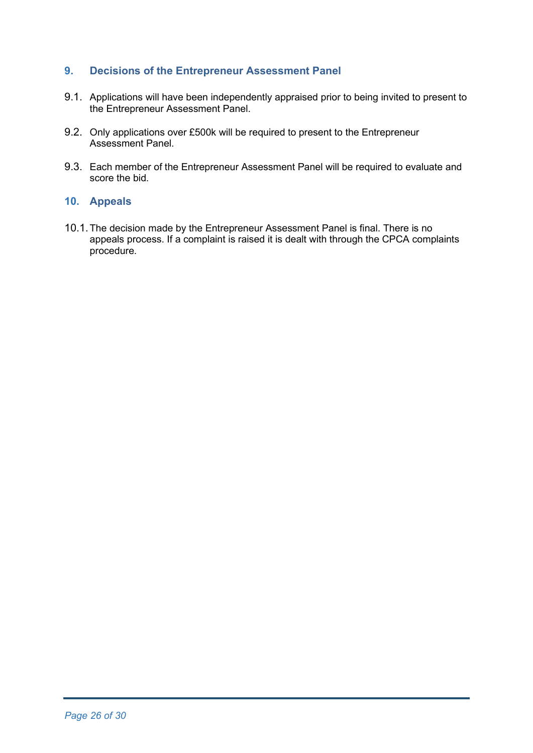## 9. Decisions of the Entrepreneur Assessment Panel

9.1. Applications will have been independently appraised prior to being invited to present to the Entrepreneur Assessment Panel.

9.2. Only applications over £500k will be required to present to the Entrepreneur Assessment Panel.

9.3. Each member of the Entrepreneur Assessment Panel will be required to evaluate and score the bid.

## 10. Appeals

10.1. The decision made by the Entrepreneur Assessment Panel is final. There is no appeals process. If a complaint is raised it is dealt with through the CPCA complaints procedure.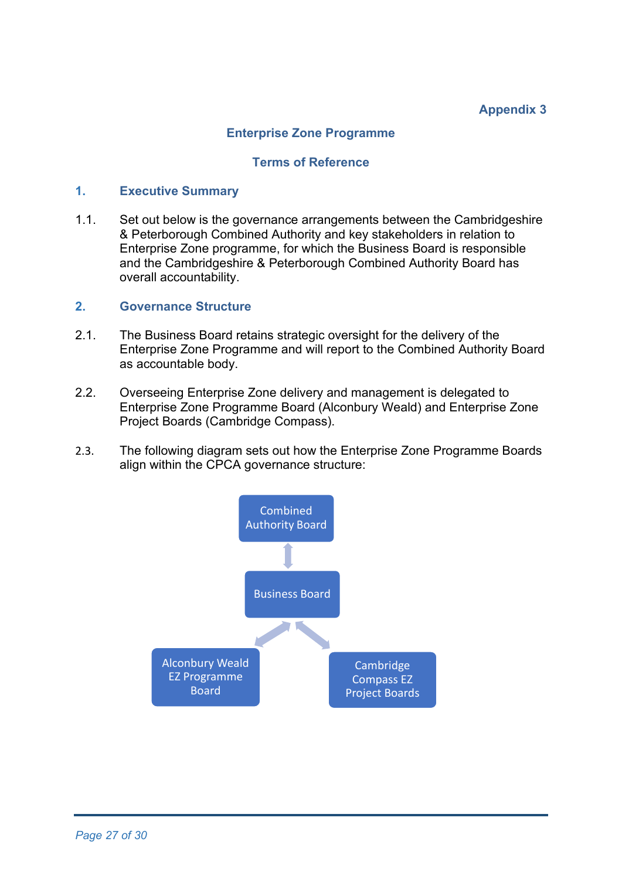Appendix 3

# Enterprise Zone Programme

## Terms of Reference

### 1. Executive Summary

1.1. Set out below is the governance arrangements between the Cambridgeshire & Peterborough Combined Authority and key stakeholders in relation to Enterprise Zone programme, for which the Business Board is responsible and the Cambridgeshire & Peterborough Combined Authority Board has overall accountability.

### 2. Governance Structure

2.1. The Business Board retains strategic oversight for the delivery of the Enterprise Zone Programme and will report to the Combined Authority Board as accountable body.

2.2. Overseeing Enterprise Zone delivery and management is delegated to Enterprise Zone Programme Board (Alconbury Weald) and Enterprise Zone Project Boards (Cambridge Compass).

2.3. The following diagram sets out how the Enterprise Zone Programme Boards align within the CPCA governance structure:

Combined Authority Board

Business Board

Alconbury Weald EZ Programme Board

Cambridge Compass EZ Project Boards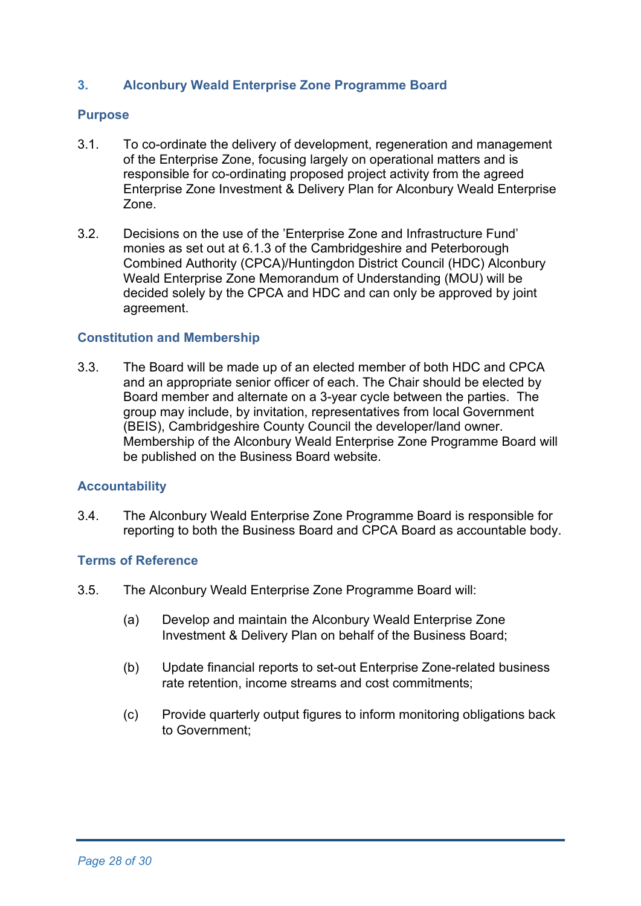## 3. Alconbury Weald Enterprise Zone Programme Board

### Purpose

3.1. To co-ordinate the delivery of development, regeneration and management of the Enterprise Zone, focusing largely on operational matters and is responsible for co-ordinating proposed project activity from the agreed Enterprise Zone Investment & Delivery Plan for Alconbury Weald Enterprise Zone.

3.2. Decisions on the use of the 'Enterprise Zone and Infrastructure Fund' monies as set out at 6.1.3 of the Cambridgeshire and Peterborough Combined Authority (CPCA)/Huntingdon District Council (HDC) Alconbury Weald Enterprise Zone Memorandum of Understanding (MOU) will be decided solely by the CPCA and HDC and can only be approved by joint agreement.

### Constitution and Membership

3.3. The Board will be made up of an elected member of both HDC and CPCA and an appropriate senior officer of each. The Chair should be elected by Board member and alternate on a 3-year cycle between the parties. The group may include, by invitation, representatives from local Government (BEIS), Cambridgeshire County Council the developer/land owner. Membership of the Alconbury Weald Enterprise Zone Programme Board will be published on the Business Board website.

### Accountability

3.4. The Alconbury Weald Enterprise Zone Programme Board is responsible for reporting to both the Business Board and CPCA Board as accountable body.

### Terms of Reference

3.5. The Alconbury Weald Enterprise Zone Programme Board will:

(a) Develop and maintain the Alconbury Weald Enterprise Zone Investment & Delivery Plan on behalf of the Business Board;

(b) Update financial reports to set-out Enterprise Zone-related business rate retention, income streams and cost commitments;

(c) Provide quarterly output figures to inform monitoring obligations back to Government;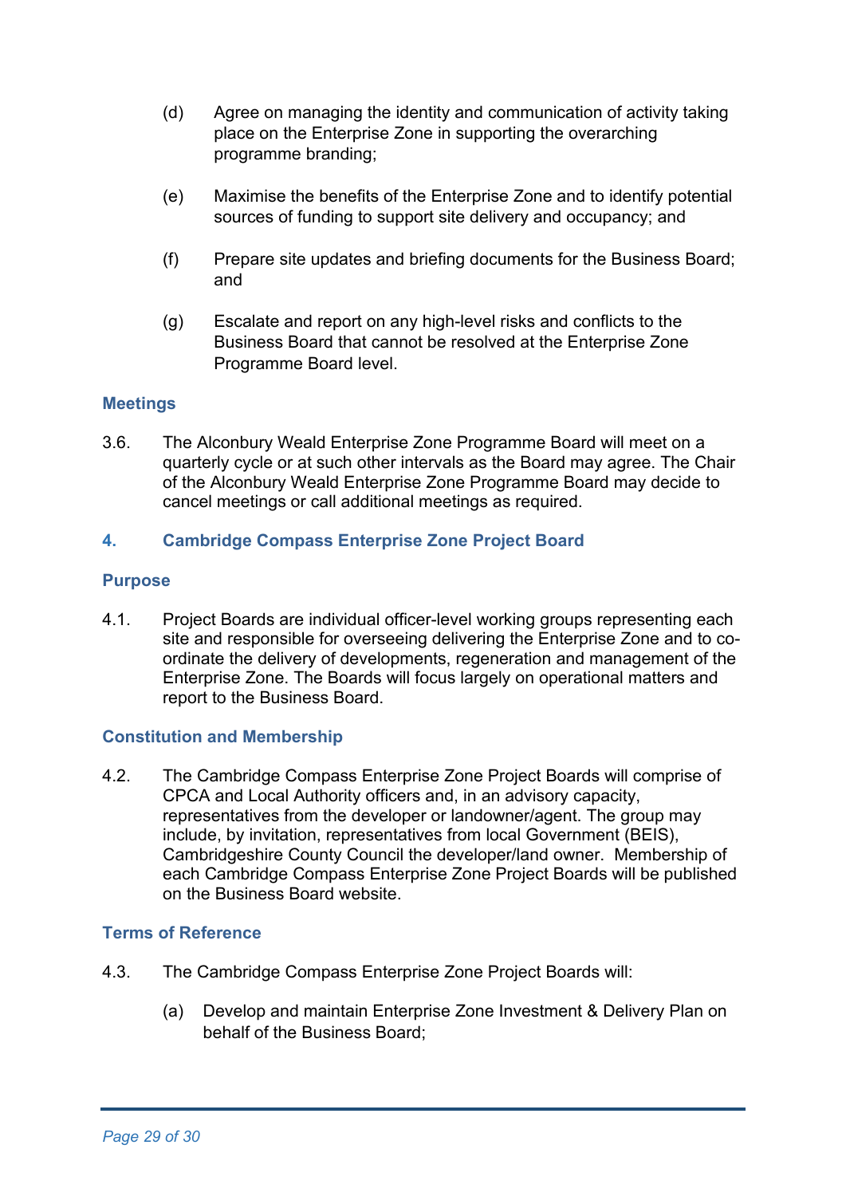(d) Agree on managing the identity and communication of activity taking place on the Enterprise Zone in supporting the overarching programme branding;

(e) Maximise the benefits of the Enterprise Zone and to identify potential sources of funding to support site delivery and occupancy; and

(f) Prepare site updates and briefing documents for the Business Board; and

(g) Escalate and report on any high-level risks and conflicts to the Business Board that cannot be resolved at the Enterprise Zone Programme Board level.

### Meetings

3.6. The Alconbury Weald Enterprise Zone Programme Board will meet on a quarterly cycle or at such other intervals as the Board may agree. The Chair of the Alconbury Weald Enterprise Zone Programme Board may decide to cancel meetings or call additional meetings as required.

## 4. Cambridge Compass Enterprise Zone Project Board

### Purpose

4.1. Project Boards are individual officer-level working groups representing each site and responsible for overseeing delivering the Enterprise Zone and to co-ordinate the delivery of developments, regeneration and management of the Enterprise Zone. The Boards will focus largely on operational matters and report to the Business Board.

### Constitution and Membership

4.2. The Cambridge Compass Enterprise Zone Project Boards will comprise of CPCA and Local Authority officers and, in an advisory capacity, representatives from the developer or landowner/agent. The group may include, by invitation, representatives from local Government (BEIS), Cambridgeshire County Council the developer/land owner. Membership of each Cambridge Compass Enterprise Zone Project Boards will be published on the Business Board website.

### Terms of Reference

4.3. The Cambridge Compass Enterprise Zone Project Boards will:

(a) Develop and maintain Enterprise Zone Investment & Delivery Plan on behalf of the Business Board;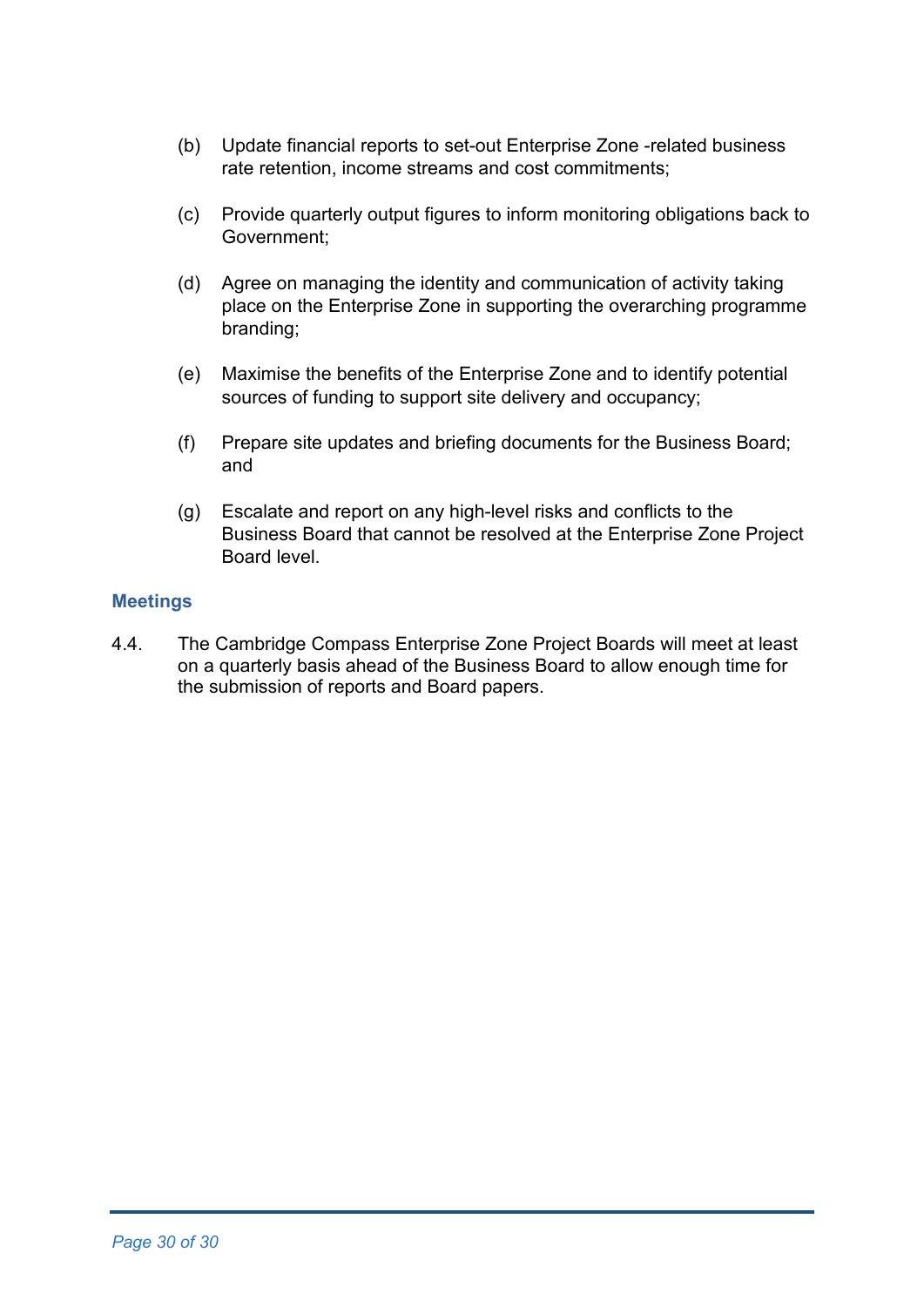(b) Update financial reports to set-out Enterprise Zone -related business rate retention, income streams and cost commitments;

(c) Provide quarterly output figures to inform monitoring obligations back to Government;

(d) Agree on managing the identity and communication of activity taking place on the Enterprise Zone in supporting the overarching programme branding;

(e) Maximise the benefits of the Enterprise Zone and to identify potential sources of funding to support site delivery and occupancy;

(f) Prepare site updates and briefing documents for the Business Board; and

(g) Escalate and report on any high-level risks and conflicts to the Business Board that cannot be resolved at the Enterprise Zone Project Board level.

### Meetings

4.4. The Cambridge Compass Enterprise Zone Project Boards will meet at least on a quarterly basis ahead of the Business Board to allow enough time for the submission of reports and Board papers.